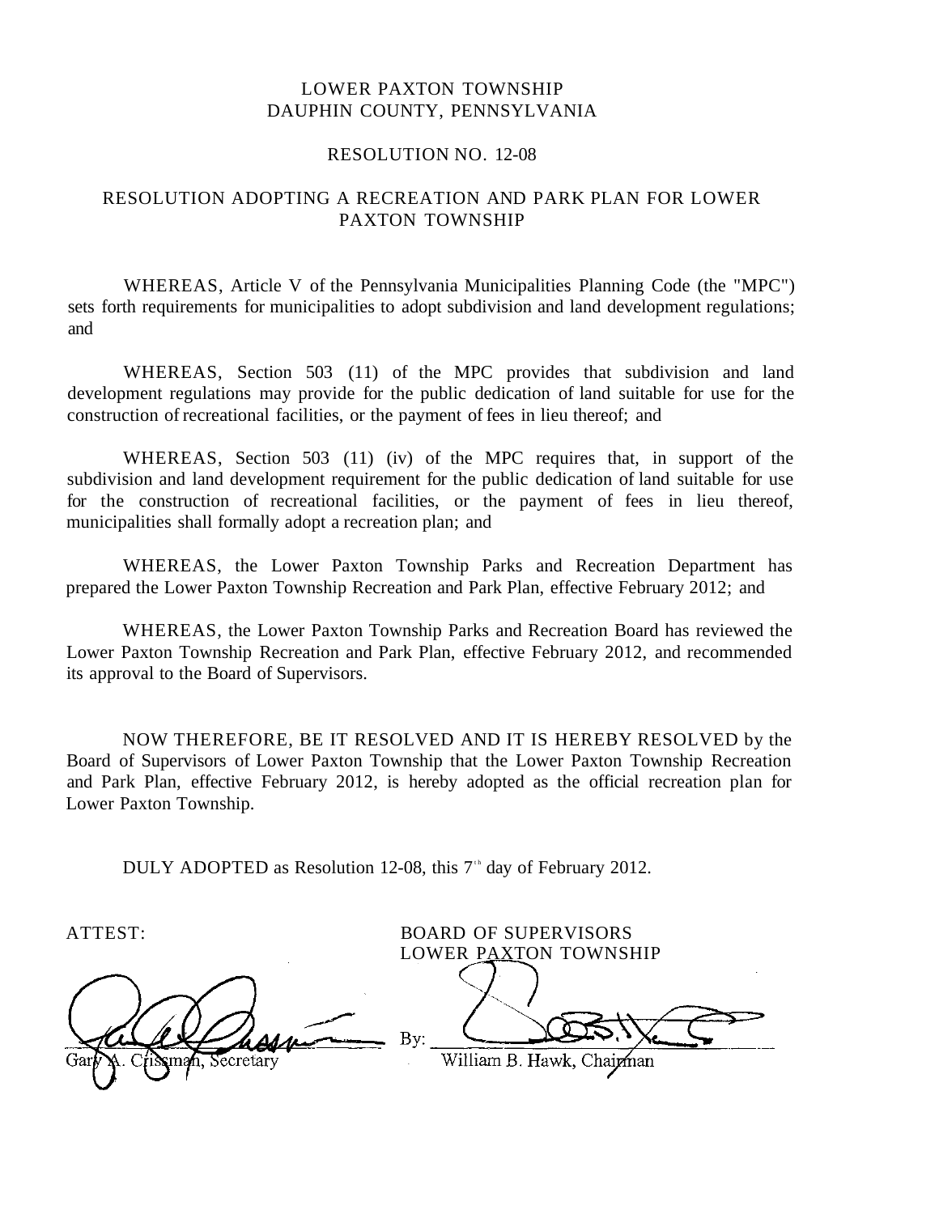LOWER PAXTON TOWNSHIP
DAUPHIN COUNTY, PENNSYLVANIA

RESOLUTION NO. 12-08

# RESOLUTION ADOPTING A RECREATION AND PARK PLAN FOR LOWER PAXTON TOWNSHIP

WHEREAS, Article V of the Pennsylvania Municipalities Planning Code (the "MPC") sets forth requirements for municipalities to adopt subdivision and land development regulations; and

WHEREAS, Section 503 (11) of the MPC provides that subdivision and land development regulations may provide for the public dedication of land suitable for use for the construction of recreational facilities, or the payment of fees in lieu thereof; and

WHEREAS, Section 503 (11) (iv) of the MPC requires that, in support of the subdivision and land development requirement for the public dedication of land suitable for use for the construction of recreational facilities, or the payment of fees in lieu thereof, municipalities shall formally adopt a recreation plan; and

WHEREAS, the Lower Paxton Township Parks and Recreation Department has prepared the Lower Paxton Township Recreation and Park Plan, effective February 2012; and

WHEREAS, the Lower Paxton Township Parks and Recreation Board has reviewed the Lower Paxton Township Recreation and Park Plan, effective February 2012, and recommended its approval to the Board of Supervisors.

NOW THEREFORE, BE IT RESOLVED AND IT IS HEREBY RESOLVED by the Board of Supervisors of Lower Paxton Township that the Lower Paxton Township Recreation and Park Plan, effective February 2012, is hereby adopted as the official recreation plan for Lower Paxton Township.

DULY ADOPTED as Resolution 12-08, this 7th day of February 2012.

ATTEST:

Gary A. Crissman, Secretary

BOARD OF SUPERVISORS
LOWER PAXTON TOWNSHIP

By: William B. Hawk, Chairman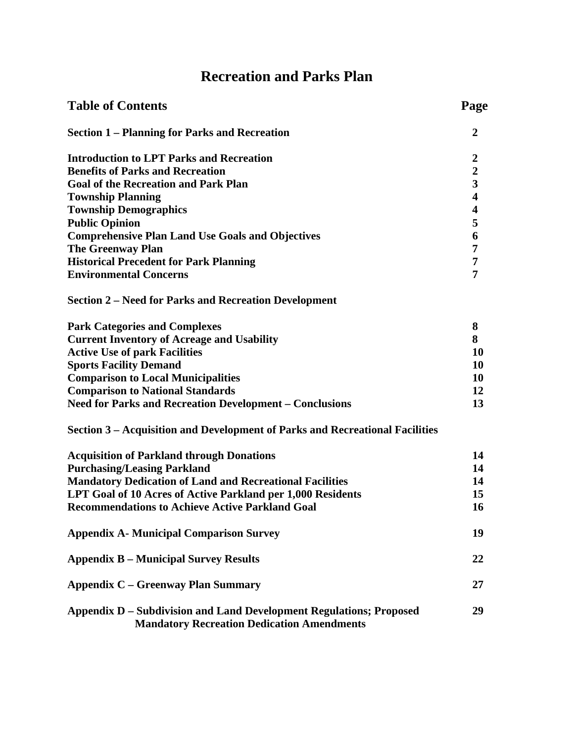# Recreation and Parks Plan

| Table of Contents | Page |
|---|---|
| **Section 1 – Planning for Parks and Recreation** | **2** |
| | |
| **Introduction to LPT Parks and Recreation** | **2** |
| **Benefits of Parks and Recreation** | **2** |
| **Goal of the Recreation and Park Plan** | **3** |
| **Township Planning** | **4** |
| **Township Demographics** | **4** |
| **Public Opinion** | **5** |
| **Comprehensive Plan Land Use Goals and Objectives** | **6** |
| **The Greenway Plan** | **7** |
| **Historical Precedent for Park Planning** | **7** |
| **Environmental Concerns** | **7** |
| | |
| **Section 2 – Need for Parks and Recreation Development** | |
| | |
| **Park Categories and Complexes** | **8** |
| **Current Inventory of Acreage and Usability** | **8** |
| **Active Use of park Facilities** | **10** |
| **Sports Facility Demand** | **10** |
| **Comparison to Local Municipalities** | **10** |
| **Comparison to National Standards** | **12** |
| **Need for Parks and Recreation Development – Conclusions** | **13** |
| | |
| **Section 3 – Acquisition and Development of Parks and Recreational Facilities** | |
| | |
| **Acquisition of Parkland through Donations** | **14** |
| **Purchasing/Leasing Parkland** | **14** |
| **Mandatory Dedication of Land and Recreational Facilities** | **14** |
| **LPT Goal of 10 Acres of Active Parkland per 1,000 Residents** | **15** |
| **Recommendations to Achieve Active Parkland Goal** | **16** |
| | |
| **Appendix A- Municipal Comparison Survey** | **19** |
| | |
| **Appendix B – Municipal Survey Results** | **22** |
| | |
| **Appendix C – Greenway Plan Summary** | **27** |
| | |
| **Appendix D – Subdivision and Land Development Regulations; Proposed Mandatory Recreation Dedication Amendments** | **29** |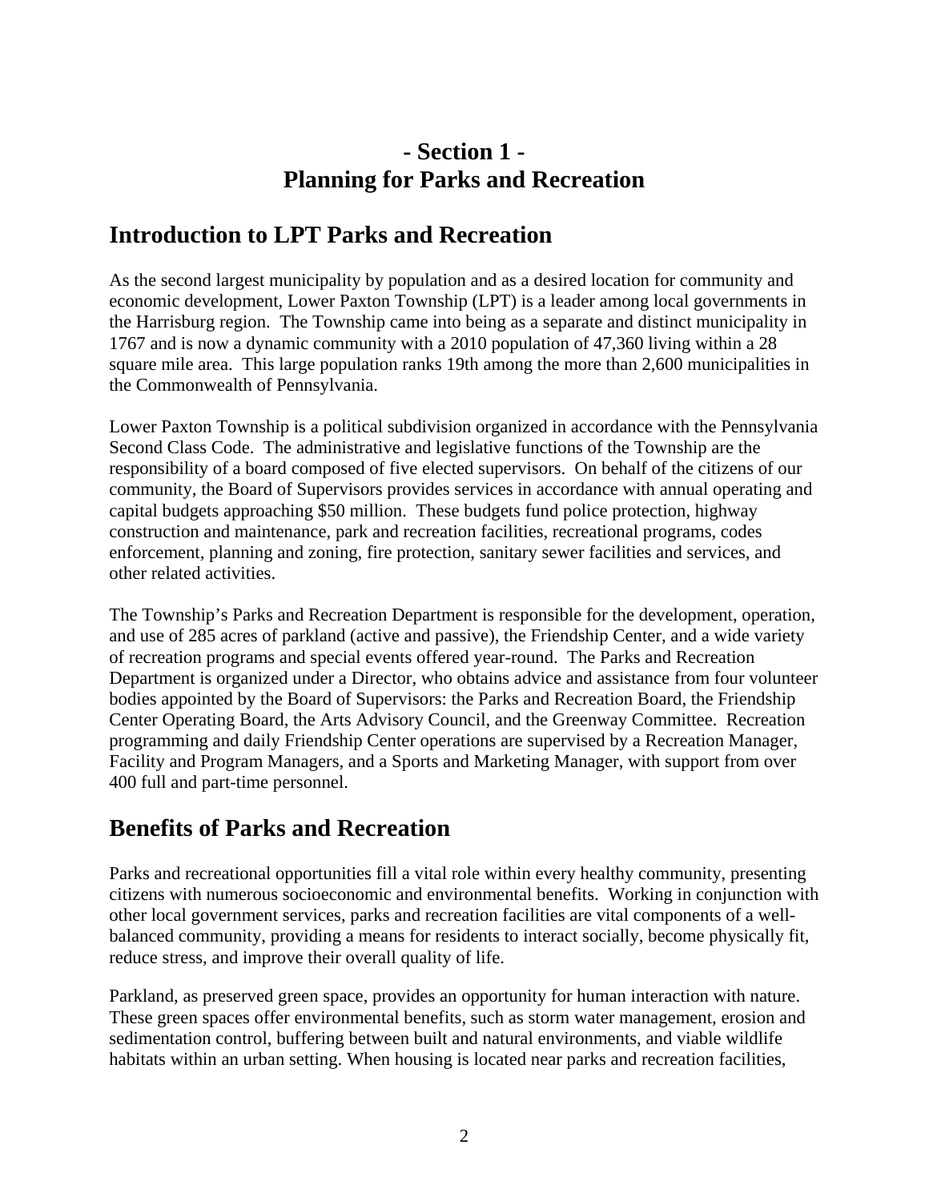# - Section 1 -
# Planning for Parks and Recreation

## Introduction to LPT Parks and Recreation

As the second largest municipality by population and as a desired location for community and economic development, Lower Paxton Township (LPT) is a leader among local governments in the Harrisburg region. The Township came into being as a separate and distinct municipality in 1767 and is now a dynamic community with a 2010 population of 47,360 living within a 28 square mile area. This large population ranks 19th among the more than 2,600 municipalities in the Commonwealth of Pennsylvania.

Lower Paxton Township is a political subdivision organized in accordance with the Pennsylvania Second Class Code. The administrative and legislative functions of the Township are the responsibility of a board composed of five elected supervisors. On behalf of the citizens of our community, the Board of Supervisors provides services in accordance with annual operating and capital budgets approaching $50 million. These budgets fund police protection, highway construction and maintenance, park and recreation facilities, recreational programs, codes enforcement, planning and zoning, fire protection, sanitary sewer facilities and services, and other related activities.

The Township's Parks and Recreation Department is responsible for the development, operation, and use of 285 acres of parkland (active and passive), the Friendship Center, and a wide variety of recreation programs and special events offered year-round. The Parks and Recreation Department is organized under a Director, who obtains advice and assistance from four volunteer bodies appointed by the Board of Supervisors: the Parks and Recreation Board, the Friendship Center Operating Board, the Arts Advisory Council, and the Greenway Committee. Recreation programming and daily Friendship Center operations are supervised by a Recreation Manager, Facility and Program Managers, and a Sports and Marketing Manager, with support from over 400 full and part-time personnel.

## Benefits of Parks and Recreation

Parks and recreational opportunities fill a vital role within every healthy community, presenting citizens with numerous socioeconomic and environmental benefits. Working in conjunction with other local government services, parks and recreation facilities are vital components of a well-balanced community, providing a means for residents to interact socially, become physically fit, reduce stress, and improve their overall quality of life.

Parkland, as preserved green space, provides an opportunity for human interaction with nature. These green spaces offer environmental benefits, such as storm water management, erosion and sedimentation control, buffering between built and natural environments, and viable wildlife habitats within an urban setting. When housing is located near parks and recreation facilities,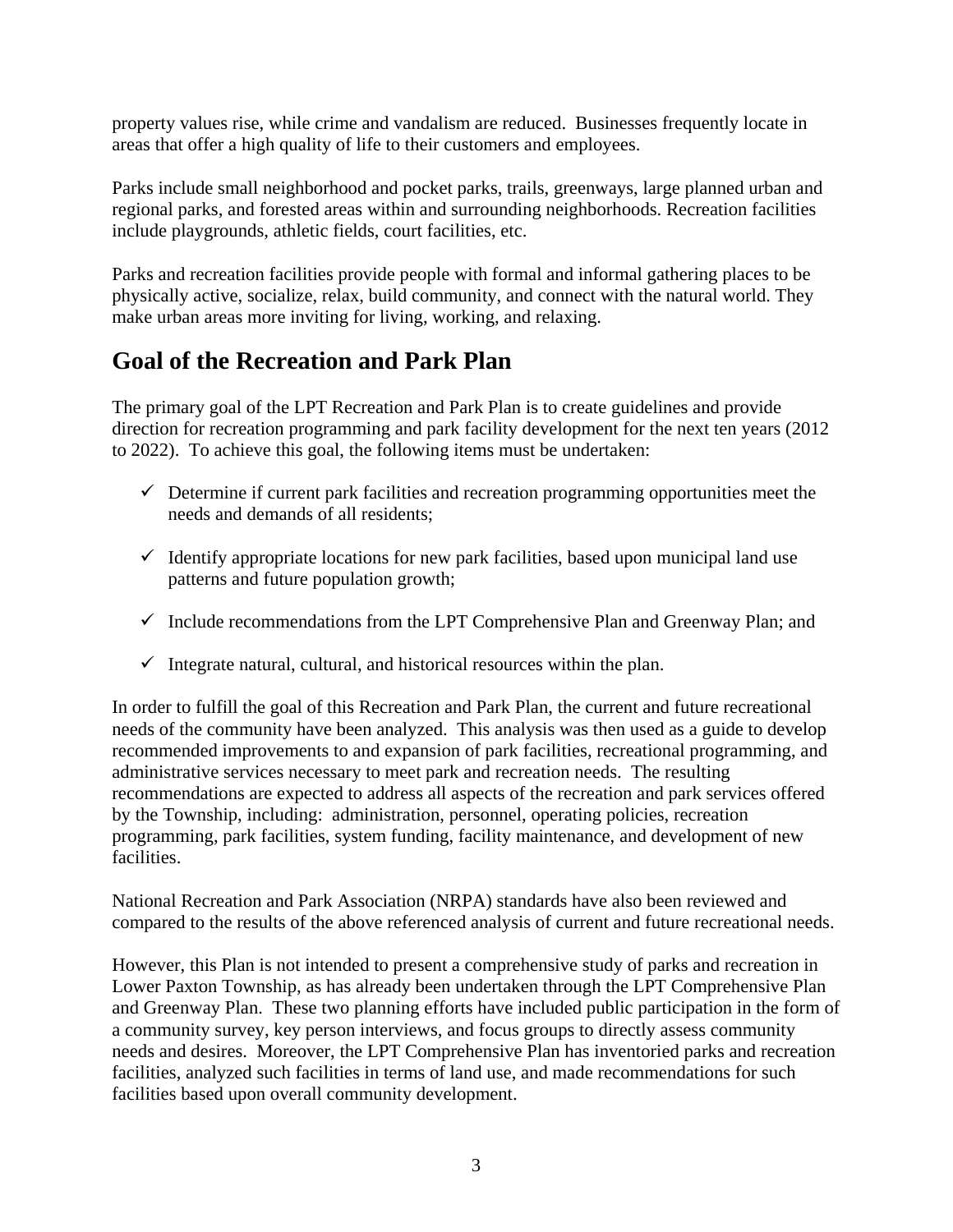property values rise, while crime and vandalism are reduced. Businesses frequently locate in areas that offer a high quality of life to their customers and employees.

Parks include small neighborhood and pocket parks, trails, greenways, large planned urban and regional parks, and forested areas within and surrounding neighborhoods. Recreation facilities include playgrounds, athletic fields, court facilities, etc.

Parks and recreation facilities provide people with formal and informal gathering places to be physically active, socialize, relax, build community, and connect with the natural world. They make urban areas more inviting for living, working, and relaxing.

## Goal of the Recreation and Park Plan

The primary goal of the LPT Recreation and Park Plan is to create guidelines and provide direction for recreation programming and park facility development for the next ten years (2012 to 2022). To achieve this goal, the following items must be undertaken:

- ✓ Determine if current park facilities and recreation programming opportunities meet the needs and demands of all residents;
- ✓ Identify appropriate locations for new park facilities, based upon municipal land use patterns and future population growth;
- ✓ Include recommendations from the LPT Comprehensive Plan and Greenway Plan; and
- ✓ Integrate natural, cultural, and historical resources within the plan.

In order to fulfill the goal of this Recreation and Park Plan, the current and future recreational needs of the community have been analyzed. This analysis was then used as a guide to develop recommended improvements to and expansion of park facilities, recreational programming, and administrative services necessary to meet park and recreation needs. The resulting recommendations are expected to address all aspects of the recreation and park services offered by the Township, including: administration, personnel, operating policies, recreation programming, park facilities, system funding, facility maintenance, and development of new facilities.

National Recreation and Park Association (NRPA) standards have also been reviewed and compared to the results of the above referenced analysis of current and future recreational needs.

However, this Plan is not intended to present a comprehensive study of parks and recreation in Lower Paxton Township, as has already been undertaken through the LPT Comprehensive Plan and Greenway Plan. These two planning efforts have included public participation in the form of a community survey, key person interviews, and focus groups to directly assess community needs and desires. Moreover, the LPT Comprehensive Plan has inventoried parks and recreation facilities, analyzed such facilities in terms of land use, and made recommendations for such facilities based upon overall community development.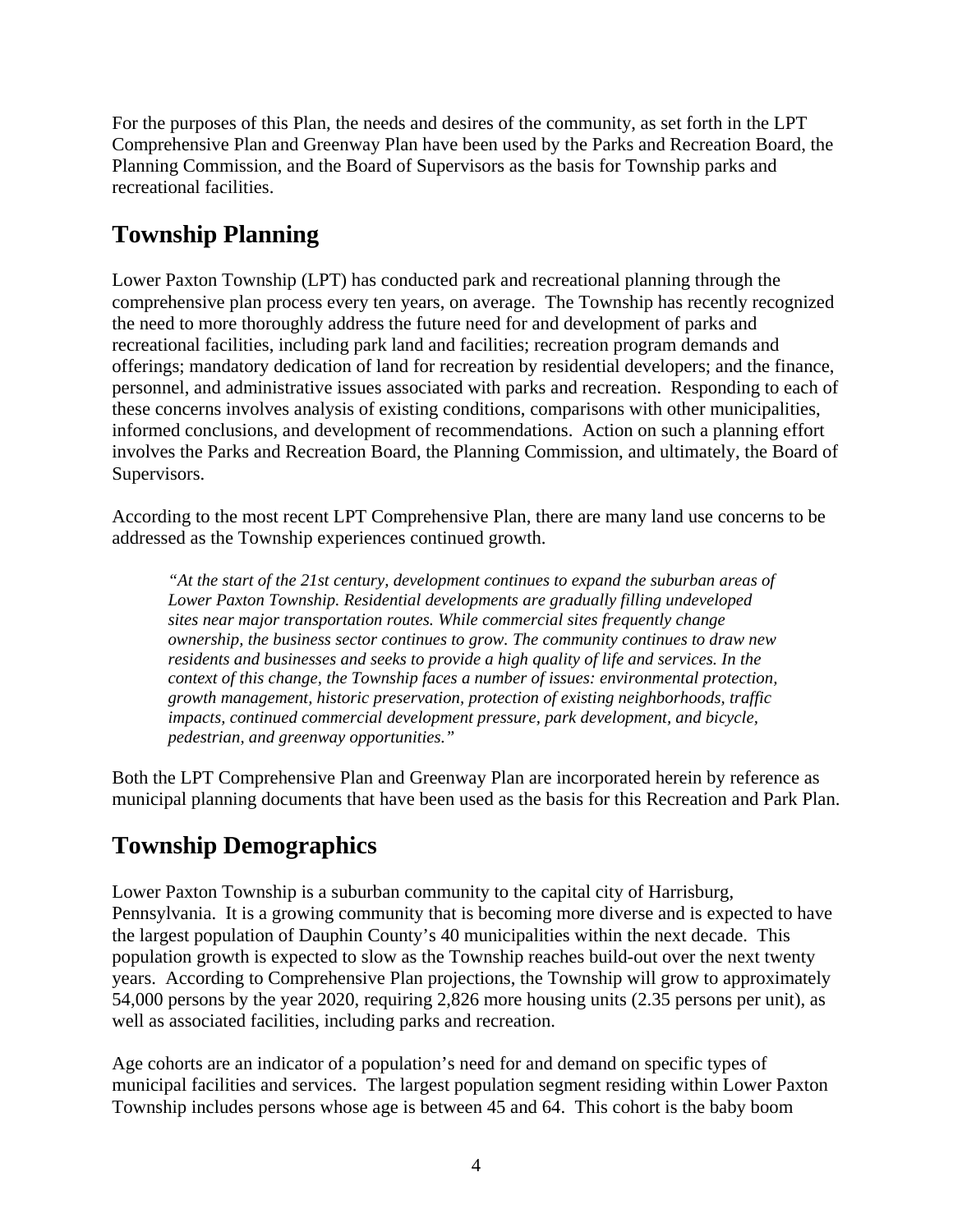For the purposes of this Plan, the needs and desires of the community, as set forth in the LPT Comprehensive Plan and Greenway Plan have been used by the Parks and Recreation Board, the Planning Commission, and the Board of Supervisors as the basis for Township parks and recreational facilities.

## Township Planning

Lower Paxton Township (LPT) has conducted park and recreational planning through the comprehensive plan process every ten years, on average. The Township has recently recognized the need to more thoroughly address the future need for and development of parks and recreational facilities, including park land and facilities; recreation program demands and offerings; mandatory dedication of land for recreation by residential developers; and the finance, personnel, and administrative issues associated with parks and recreation. Responding to each of these concerns involves analysis of existing conditions, comparisons with other municipalities, informed conclusions, and development of recommendations. Action on such a planning effort involves the Parks and Recreation Board, the Planning Commission, and ultimately, the Board of Supervisors.

According to the most recent LPT Comprehensive Plan, there are many land use concerns to be addressed as the Township experiences continued growth.

> *"At the start of the 21st century, development continues to expand the suburban areas of Lower Paxton Township. Residential developments are gradually filling undeveloped sites near major transportation routes. While commercial sites frequently change ownership, the business sector continues to grow. The community continues to draw new residents and businesses and seeks to provide a high quality of life and services. In the context of this change, the Township faces a number of issues: environmental protection, growth management, historic preservation, protection of existing neighborhoods, traffic impacts, continued commercial development pressure, park development, and bicycle, pedestrian, and greenway opportunities."*

Both the LPT Comprehensive Plan and Greenway Plan are incorporated herein by reference as municipal planning documents that have been used as the basis for this Recreation and Park Plan.

## Township Demographics

Lower Paxton Township is a suburban community to the capital city of Harrisburg, Pennsylvania. It is a growing community that is becoming more diverse and is expected to have the largest population of Dauphin County's 40 municipalities within the next decade. This population growth is expected to slow as the Township reaches build-out over the next twenty years. According to Comprehensive Plan projections, the Township will grow to approximately 54,000 persons by the year 2020, requiring 2,826 more housing units (2.35 persons per unit), as well as associated facilities, including parks and recreation.

Age cohorts are an indicator of a population's need for and demand on specific types of municipal facilities and services. The largest population segment residing within Lower Paxton Township includes persons whose age is between 45 and 64. This cohort is the baby boom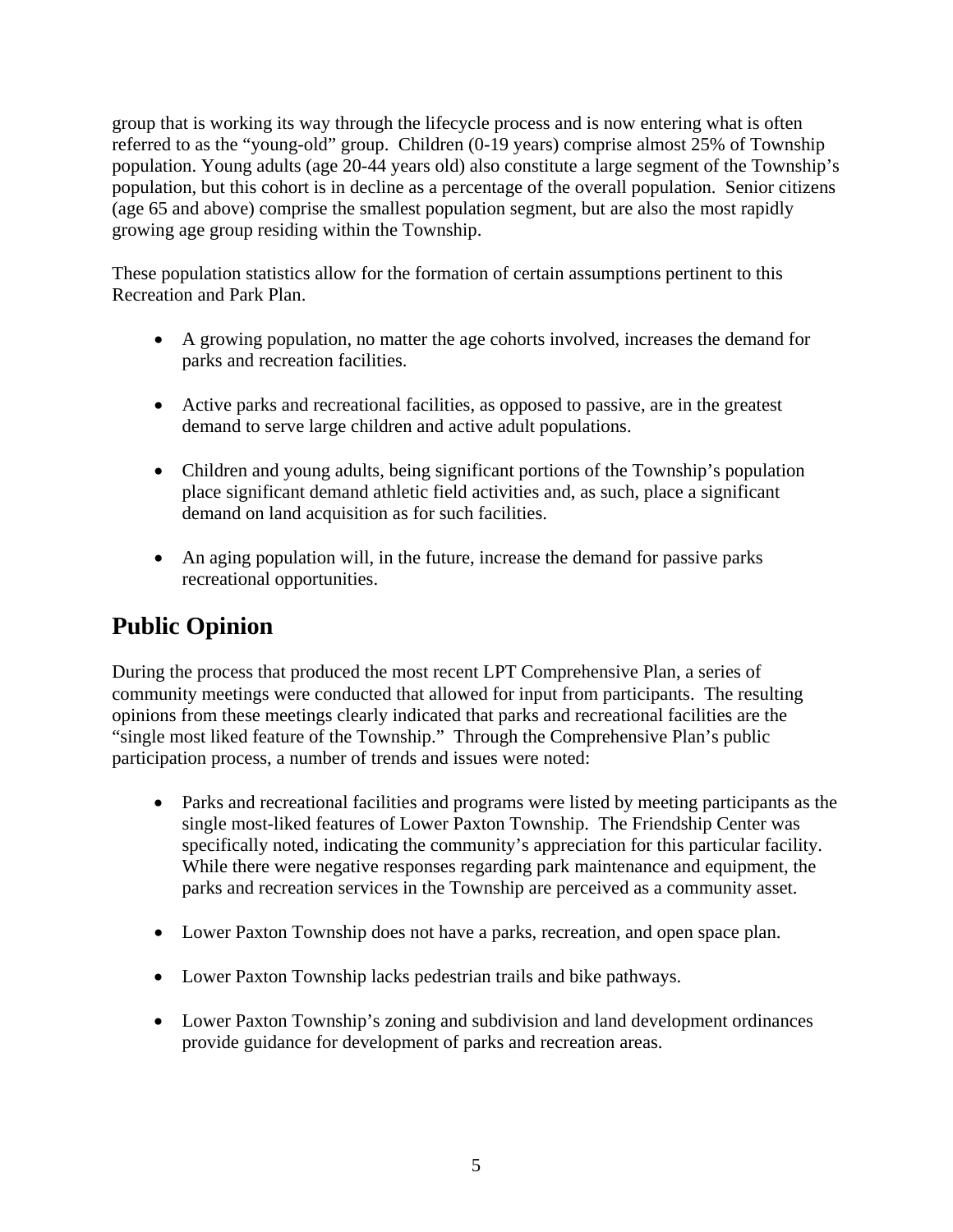group that is working its way through the lifecycle process and is now entering what is often referred to as the "young-old" group. Children (0-19 years) comprise almost 25% of Township population. Young adults (age 20-44 years old) also constitute a large segment of the Township's population, but this cohort is in decline as a percentage of the overall population. Senior citizens (age 65 and above) comprise the smallest population segment, but are also the most rapidly growing age group residing within the Township.

These population statistics allow for the formation of certain assumptions pertinent to this Recreation and Park Plan.

- A growing population, no matter the age cohorts involved, increases the demand for parks and recreation facilities.
- Active parks and recreational facilities, as opposed to passive, are in the greatest demand to serve large children and active adult populations.
- Children and young adults, being significant portions of the Township's population place significant demand athletic field activities and, as such, place a significant demand on land acquisition as for such facilities.
- An aging population will, in the future, increase the demand for passive parks recreational opportunities.

## Public Opinion

During the process that produced the most recent LPT Comprehensive Plan, a series of community meetings were conducted that allowed for input from participants. The resulting opinions from these meetings clearly indicated that parks and recreational facilities are the "single most liked feature of the Township." Through the Comprehensive Plan's public participation process, a number of trends and issues were noted:

- Parks and recreational facilities and programs were listed by meeting participants as the single most-liked features of Lower Paxton Township. The Friendship Center was specifically noted, indicating the community's appreciation for this particular facility. While there were negative responses regarding park maintenance and equipment, the parks and recreation services in the Township are perceived as a community asset.
- Lower Paxton Township does not have a parks, recreation, and open space plan.
- Lower Paxton Township lacks pedestrian trails and bike pathways.
- Lower Paxton Township's zoning and subdivision and land development ordinances provide guidance for development of parks and recreation areas.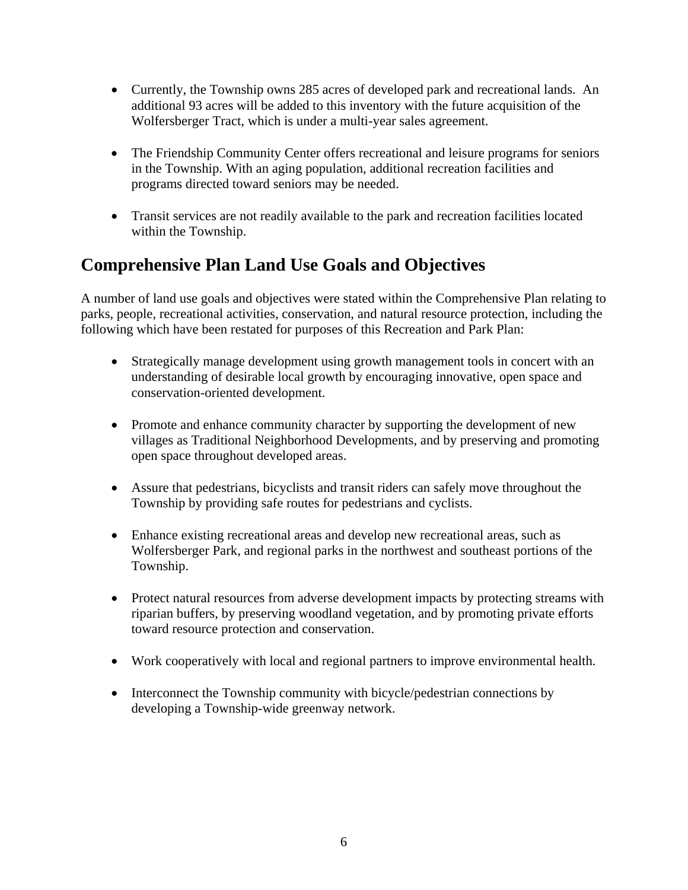- Currently, the Township owns 285 acres of developed park and recreational lands. An additional 93 acres will be added to this inventory with the future acquisition of the Wolfersberger Tract, which is under a multi-year sales agreement.

- The Friendship Community Center offers recreational and leisure programs for seniors in the Township. With an aging population, additional recreation facilities and programs directed toward seniors may be needed.

- Transit services are not readily available to the park and recreation facilities located within the Township.

## Comprehensive Plan Land Use Goals and Objectives

A number of land use goals and objectives were stated within the Comprehensive Plan relating to parks, people, recreational activities, conservation, and natural resource protection, including the following which have been restated for purposes of this Recreation and Park Plan:

- Strategically manage development using growth management tools in concert with an understanding of desirable local growth by encouraging innovative, open space and conservation-oriented development.

- Promote and enhance community character by supporting the development of new villages as Traditional Neighborhood Developments, and by preserving and promoting open space throughout developed areas.

- Assure that pedestrians, bicyclists and transit riders can safely move throughout the Township by providing safe routes for pedestrians and cyclists.

- Enhance existing recreational areas and develop new recreational areas, such as Wolfersberger Park, and regional parks in the northwest and southeast portions of the Township.

- Protect natural resources from adverse development impacts by protecting streams with riparian buffers, by preserving woodland vegetation, and by promoting private efforts toward resource protection and conservation.

- Work cooperatively with local and regional partners to improve environmental health.

- Interconnect the Township community with bicycle/pedestrian connections by developing a Township-wide greenway network.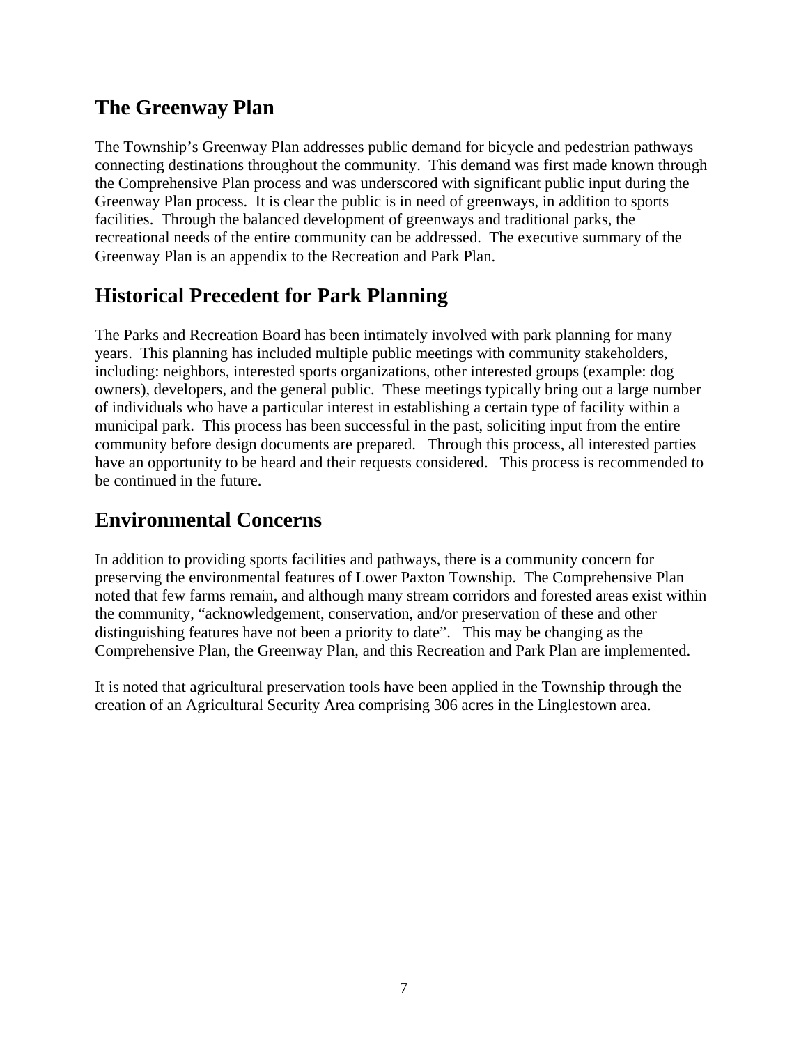## The Greenway Plan

The Township's Greenway Plan addresses public demand for bicycle and pedestrian pathways connecting destinations throughout the community. This demand was first made known through the Comprehensive Plan process and was underscored with significant public input during the Greenway Plan process. It is clear the public is in need of greenways, in addition to sports facilities. Through the balanced development of greenways and traditional parks, the recreational needs of the entire community can be addressed. The executive summary of the Greenway Plan is an appendix to the Recreation and Park Plan.

## Historical Precedent for Park Planning

The Parks and Recreation Board has been intimately involved with park planning for many years. This planning has included multiple public meetings with community stakeholders, including: neighbors, interested sports organizations, other interested groups (example: dog owners), developers, and the general public. These meetings typically bring out a large number of individuals who have a particular interest in establishing a certain type of facility within a municipal park. This process has been successful in the past, soliciting input from the entire community before design documents are prepared. Through this process, all interested parties have an opportunity to be heard and their requests considered. This process is recommended to be continued in the future.

## Environmental Concerns

In addition to providing sports facilities and pathways, there is a community concern for preserving the environmental features of Lower Paxton Township. The Comprehensive Plan noted that few farms remain, and although many stream corridors and forested areas exist within the community, "acknowledgement, conservation, and/or preservation of these and other distinguishing features have not been a priority to date". This may be changing as the Comprehensive Plan, the Greenway Plan, and this Recreation and Park Plan are implemented.

It is noted that agricultural preservation tools have been applied in the Township through the creation of an Agricultural Security Area comprising 306 acres in the Linglestown area.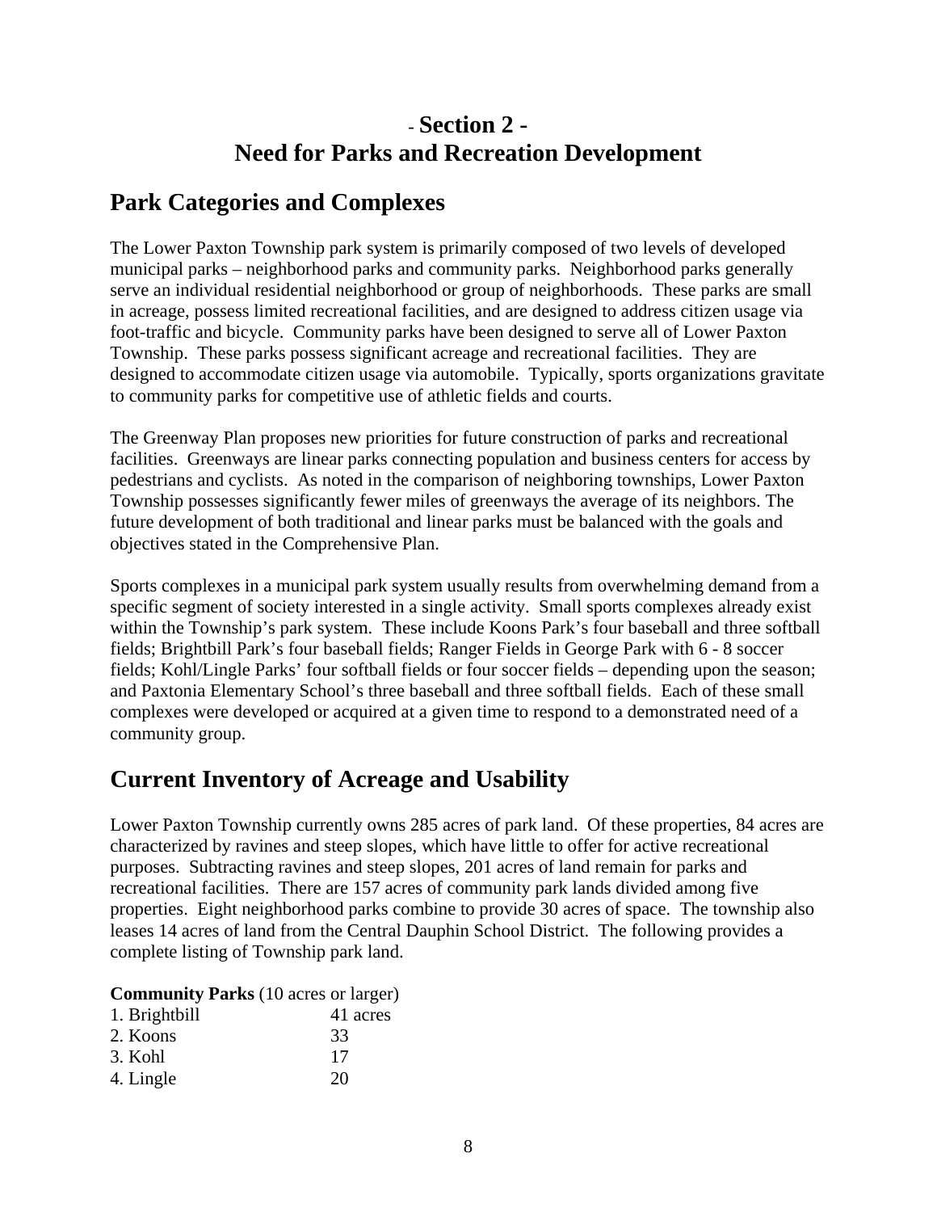# - Section 2 -
# Need for Parks and Recreation Development

## Park Categories and Complexes

The Lower Paxton Township park system is primarily composed of two levels of developed municipal parks – neighborhood parks and community parks. Neighborhood parks generally serve an individual residential neighborhood or group of neighborhoods. These parks are small in acreage, possess limited recreational facilities, and are designed to address citizen usage via foot-traffic and bicycle. Community parks have been designed to serve all of Lower Paxton Township. These parks possess significant acreage and recreational facilities. They are designed to accommodate citizen usage via automobile. Typically, sports organizations gravitate to community parks for competitive use of athletic fields and courts.

The Greenway Plan proposes new priorities for future construction of parks and recreational facilities. Greenways are linear parks connecting population and business centers for access by pedestrians and cyclists. As noted in the comparison of neighboring townships, Lower Paxton Township possesses significantly fewer miles of greenways the average of its neighbors. The future development of both traditional and linear parks must be balanced with the goals and objectives stated in the Comprehensive Plan.

Sports complexes in a municipal park system usually results from overwhelming demand from a specific segment of society interested in a single activity. Small sports complexes already exist within the Township's park system. These include Koons Park's four baseball and three softball fields; Brightbill Park's four baseball fields; Ranger Fields in George Park with 6 - 8 soccer fields; Kohl/Lingle Parks' four softball fields or four soccer fields – depending upon the season; and Paxtonia Elementary School's three baseball and three softball fields. Each of these small complexes were developed or acquired at a given time to respond to a demonstrated need of a community group.

## Current Inventory of Acreage and Usability

Lower Paxton Township currently owns 285 acres of park land. Of these properties, 84 acres are characterized by ravines and steep slopes, which have little to offer for active recreational purposes. Subtracting ravines and steep slopes, 201 acres of land remain for parks and recreational facilities. There are 157 acres of community park lands divided among five properties. Eight neighborhood parks combine to provide 30 acres of space. The township also leases 14 acres of land from the Central Dauphin School District. The following provides a complete listing of Township park land.

**Community Parks** (10 acres or larger)

| | |
|---|---|
| 1. Brightbill | 41 acres |
| 2. Koons | 33 |
| 3. Kohl | 17 |
| 4. Lingle | 20 |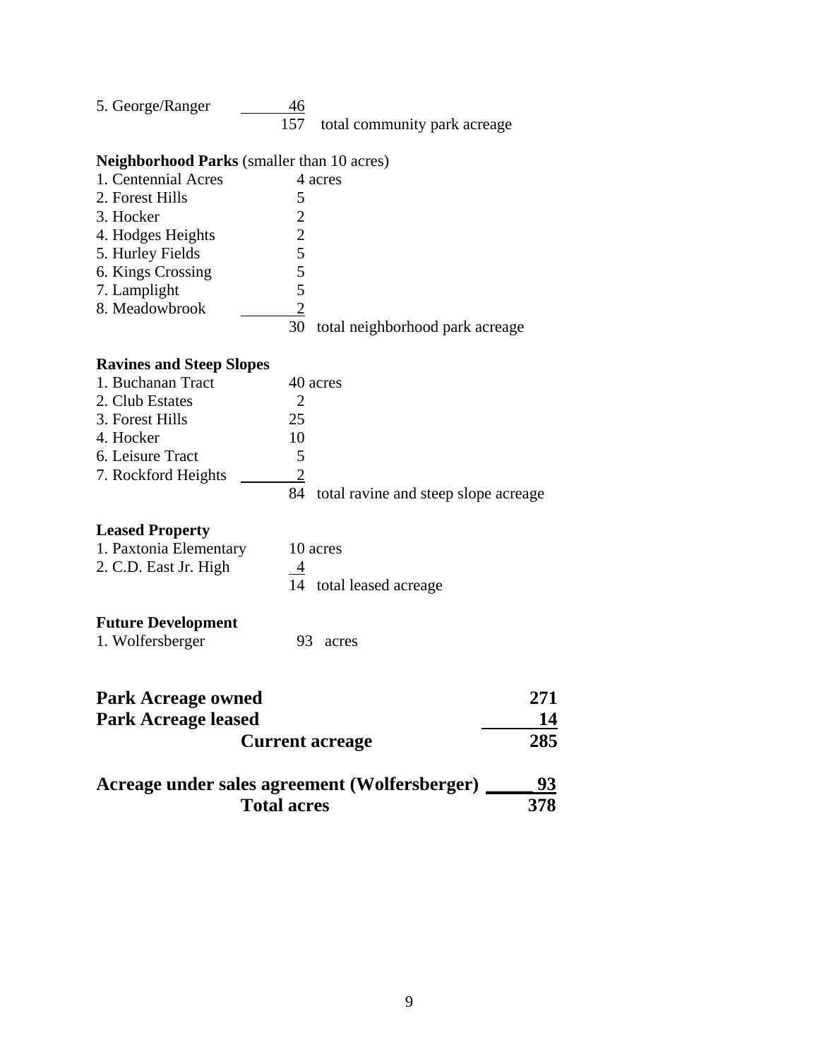5. George/Ranger 46

157 total community park acreage

**Neighborhood Parks** (smaller than 10 acres)

1. Centennial Acres 4 acres
2. Forest Hills 5
3. Hocker 2
4. Hodges Heights 2
5. Hurley Fields 5
6. Kings Crossing 5
7. Lamplight 5
8. Meadowbrook 2

30 total neighborhood park acreage

**Ravines and Steep Slopes**

1. Buchanan Tract 40 acres
2. Club Estates 2
3. Forest Hills 25
4. Hocker 10
6. Leisure Tract 5
7. Rockford Heights 2

84 total ravine and steep slope acreage

**Leased Property**

1. Paxtonia Elementary 10 acres
2. C.D. East Jr. High 4

14 total leased acreage

**Future Development**

1. Wolfersberger 93 acres

| | |
|---|---|
| **Park Acreage owned** | **271** |
| **Park Acreage leased** | **14** |
| **Current acreage** | **285** |
| | |
| **Acreage under sales agreement (Wolfersberger)** | **93** |
| **Total acres** | **378** |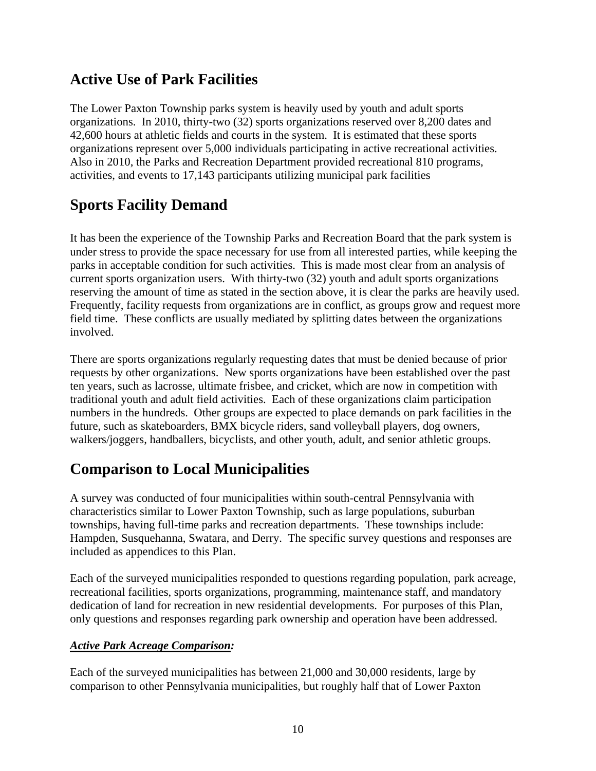## Active Use of Park Facilities

The Lower Paxton Township parks system is heavily used by youth and adult sports organizations. In 2010, thirty-two (32) sports organizations reserved over 8,200 dates and 42,600 hours at athletic fields and courts in the system. It is estimated that these sports organizations represent over 5,000 individuals participating in active recreational activities. Also in 2010, the Parks and Recreation Department provided recreational 810 programs, activities, and events to 17,143 participants utilizing municipal park facilities

## Sports Facility Demand

It has been the experience of the Township Parks and Recreation Board that the park system is under stress to provide the space necessary for use from all interested parties, while keeping the parks in acceptable condition for such activities. This is made most clear from an analysis of current sports organization users. With thirty-two (32) youth and adult sports organizations reserving the amount of time as stated in the section above, it is clear the parks are heavily used. Frequently, facility requests from organizations are in conflict, as groups grow and request more field time. These conflicts are usually mediated by splitting dates between the organizations involved.

There are sports organizations regularly requesting dates that must be denied because of prior requests by other organizations. New sports organizations have been established over the past ten years, such as lacrosse, ultimate frisbee, and cricket, which are now in competition with traditional youth and adult field activities. Each of these organizations claim participation numbers in the hundreds. Other groups are expected to place demands on park facilities in the future, such as skateboarders, BMX bicycle riders, sand volleyball players, dog owners, walkers/joggers, handballers, bicyclists, and other youth, adult, and senior athletic groups.

## Comparison to Local Municipalities

A survey was conducted of four municipalities within south-central Pennsylvania with characteristics similar to Lower Paxton Township, such as large populations, suburban townships, having full-time parks and recreation departments. These townships include: Hampden, Susquehanna, Swatara, and Derry. The specific survey questions and responses are included as appendices to this Plan.

Each of the surveyed municipalities responded to questions regarding population, park acreage, recreational facilities, sports organizations, programming, maintenance staff, and mandatory dedication of land for recreation in new residential developments. For purposes of this Plan, only questions and responses regarding park ownership and operation have been addressed.

***Active Park Acreage Comparison:***

Each of the surveyed municipalities has between 21,000 and 30,000 residents, large by comparison to other Pennsylvania municipalities, but roughly half that of Lower Paxton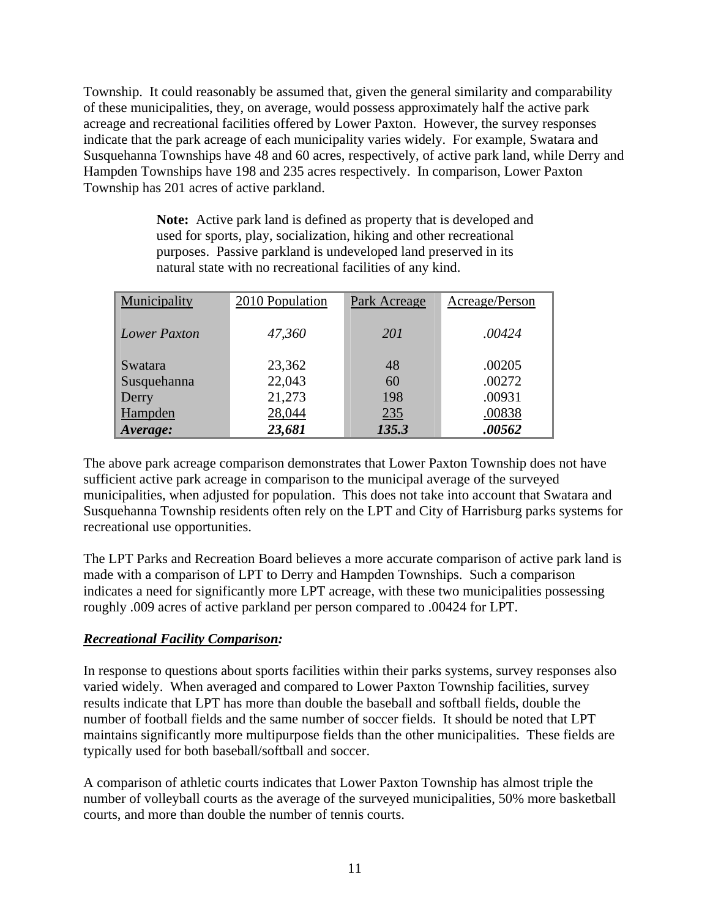Township. It could reasonably be assumed that, given the general similarity and comparability of these municipalities, they, on average, would possess approximately half the active park acreage and recreational facilities offered by Lower Paxton. However, the survey responses indicate that the park acreage of each municipality varies widely. For example, Swatara and Susquehanna Townships have 48 and 60 acres, respectively, of active park land, while Derry and Hampden Townships have 198 and 235 acres respectively. In comparison, Lower Paxton Township has 201 acres of active parkland.

> **Note:** Active park land is defined as property that is developed and used for sports, play, socialization, hiking and other recreational purposes. Passive parkland is undeveloped land preserved in its natural state with no recreational facilities of any kind.

| Municipality | 2010 Population | Park Acreage | Acreage/Person |
|---|---|---|---|
| *Lower Paxton* | *47,360* | *201* | *.00424* |
| Swatara | 23,362 | 48 | .00205 |
| Susquehanna | 22,043 | 60 | .00272 |
| Derry | 21,273 | 198 | .00931 |
| Hampden | 28,044 | 235 | .00838 |
| ***Average:*** | ***23,681*** | ***135.3*** | ***.00562*** |

The above park acreage comparison demonstrates that Lower Paxton Township does not have sufficient active park acreage in comparison to the municipal average of the surveyed municipalities, when adjusted for population. This does not take into account that Swatara and Susquehanna Township residents often rely on the LPT and City of Harrisburg parks systems for recreational use opportunities.

The LPT Parks and Recreation Board believes a more accurate comparison of active park land is made with a comparison of LPT to Derry and Hampden Townships. Such a comparison indicates a need for significantly more LPT acreage, with these two municipalities possessing roughly .009 acres of active parkland per person compared to .00424 for LPT.

***Recreational Facility Comparison:***

In response to questions about sports facilities within their parks systems, survey responses also varied widely. When averaged and compared to Lower Paxton Township facilities, survey results indicate that LPT has more than double the baseball and softball fields, double the number of football fields and the same number of soccer fields. It should be noted that LPT maintains significantly more multipurpose fields than the other municipalities. These fields are typically used for both baseball/softball and soccer.

A comparison of athletic courts indicates that Lower Paxton Township has almost triple the number of volleyball courts as the average of the surveyed municipalities, 50% more basketball courts, and more than double the number of tennis courts.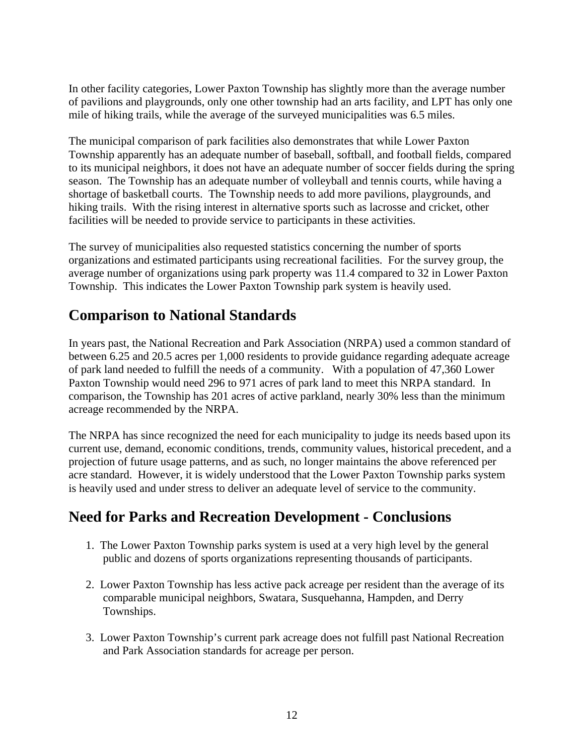In other facility categories, Lower Paxton Township has slightly more than the average number of pavilions and playgrounds, only one other township had an arts facility, and LPT has only one mile of hiking trails, while the average of the surveyed municipalities was 6.5 miles.

The municipal comparison of park facilities also demonstrates that while Lower Paxton Township apparently has an adequate number of baseball, softball, and football fields, compared to its municipal neighbors, it does not have an adequate number of soccer fields during the spring season. The Township has an adequate number of volleyball and tennis courts, while having a shortage of basketball courts. The Township needs to add more pavilions, playgrounds, and hiking trails. With the rising interest in alternative sports such as lacrosse and cricket, other facilities will be needed to provide service to participants in these activities.

The survey of municipalities also requested statistics concerning the number of sports organizations and estimated participants using recreational facilities. For the survey group, the average number of organizations using park property was 11.4 compared to 32 in Lower Paxton Township. This indicates the Lower Paxton Township park system is heavily used.

## Comparison to National Standards

In years past, the National Recreation and Park Association (NRPA) used a common standard of between 6.25 and 20.5 acres per 1,000 residents to provide guidance regarding adequate acreage of park land needed to fulfill the needs of a community. With a population of 47,360 Lower Paxton Township would need 296 to 971 acres of park land to meet this NRPA standard. In comparison, the Township has 201 acres of active parkland, nearly 30% less than the minimum acreage recommended by the NRPA.

The NRPA has since recognized the need for each municipality to judge its needs based upon its current use, demand, economic conditions, trends, community values, historical precedent, and a projection of future usage patterns, and as such, no longer maintains the above referenced per acre standard. However, it is widely understood that the Lower Paxton Township parks system is heavily used and under stress to deliver an adequate level of service to the community.

## Need for Parks and Recreation Development - Conclusions

1. The Lower Paxton Township parks system is used at a very high level by the general public and dozens of sports organizations representing thousands of participants.

2. Lower Paxton Township has less active pack acreage per resident than the average of its comparable municipal neighbors, Swatara, Susquehanna, Hampden, and Derry Townships.

3. Lower Paxton Township's current park acreage does not fulfill past National Recreation and Park Association standards for acreage per person.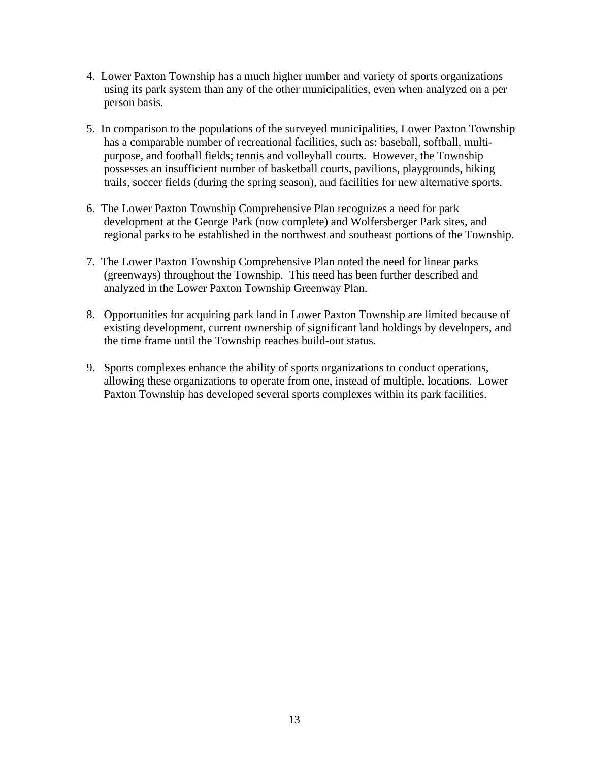4. Lower Paxton Township has a much higher number and variety of sports organizations using its park system than any of the other municipalities, even when analyzed on a per person basis.

5. In comparison to the populations of the surveyed municipalities, Lower Paxton Township has a comparable number of recreational facilities, such as: baseball, softball, multi-purpose, and football fields; tennis and volleyball courts. However, the Township possesses an insufficient number of basketball courts, pavilions, playgrounds, hiking trails, soccer fields (during the spring season), and facilities for new alternative sports.

6. The Lower Paxton Township Comprehensive Plan recognizes a need for park development at the George Park (now complete) and Wolfersberger Park sites, and regional parks to be established in the northwest and southeast portions of the Township.

7. The Lower Paxton Township Comprehensive Plan noted the need for linear parks (greenways) throughout the Township. This need has been further described and analyzed in the Lower Paxton Township Greenway Plan.

8. Opportunities for acquiring park land in Lower Paxton Township are limited because of existing development, current ownership of significant land holdings by developers, and the time frame until the Township reaches build-out status.

9. Sports complexes enhance the ability of sports organizations to conduct operations, allowing these organizations to operate from one, instead of multiple, locations. Lower Paxton Township has developed several sports complexes within its park facilities.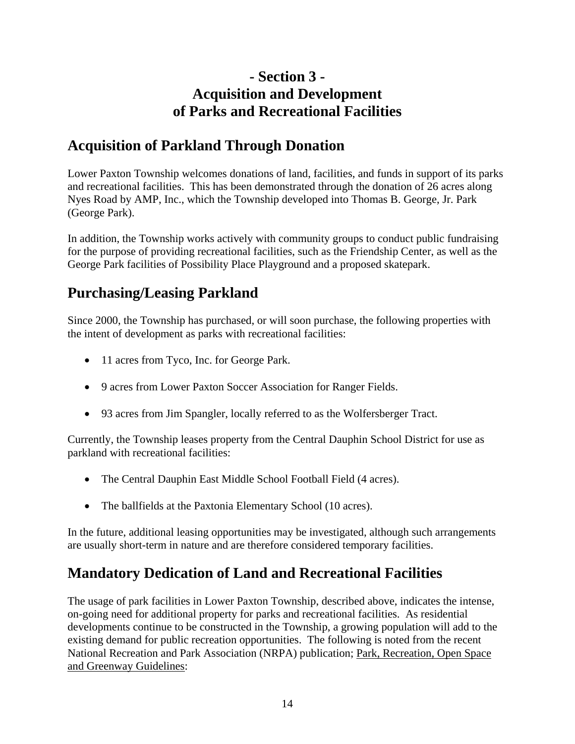# - Section 3 - Acquisition and Development of Parks and Recreational Facilities

## Acquisition of Parkland Through Donation

Lower Paxton Township welcomes donations of land, facilities, and funds in support of its parks and recreational facilities. This has been demonstrated through the donation of 26 acres along Nyes Road by AMP, Inc., which the Township developed into Thomas B. George, Jr. Park (George Park).

In addition, the Township works actively with community groups to conduct public fundraising for the purpose of providing recreational facilities, such as the Friendship Center, as well as the George Park facilities of Possibility Place Playground and a proposed skatepark.

## Purchasing/Leasing Parkland

Since 2000, the Township has purchased, or will soon purchase, the following properties with the intent of development as parks with recreational facilities:

- 11 acres from Tyco, Inc. for George Park.
- 9 acres from Lower Paxton Soccer Association for Ranger Fields.
- 93 acres from Jim Spangler, locally referred to as the Wolfersberger Tract.

Currently, the Township leases property from the Central Dauphin School District for use as parkland with recreational facilities:

- The Central Dauphin East Middle School Football Field (4 acres).
- The ballfields at the Paxtonia Elementary School (10 acres).

In the future, additional leasing opportunities may be investigated, although such arrangements are usually short-term in nature and are therefore considered temporary facilities.

## Mandatory Dedication of Land and Recreational Facilities

The usage of park facilities in Lower Paxton Township, described above, indicates the intense, on-going need for additional property for parks and recreational facilities. As residential developments continue to be constructed in the Township, a growing population will add to the existing demand for public recreation opportunities. The following is noted from the recent National Recreation and Park Association (NRPA) publication; Park, Recreation, Open Space and Greenway Guidelines: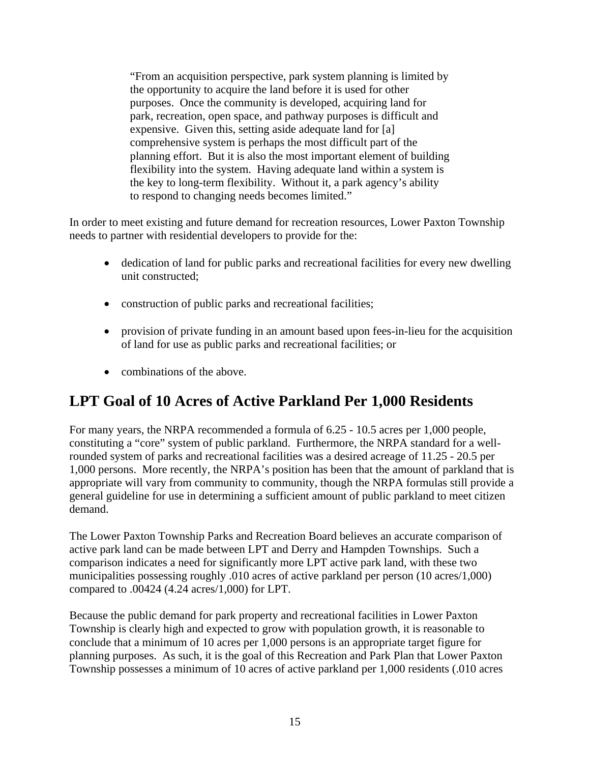> "From an acquisition perspective, park system planning is limited by the opportunity to acquire the land before it is used for other purposes. Once the community is developed, acquiring land for park, recreation, open space, and pathway purposes is difficult and expensive. Given this, setting aside adequate land for [a] comprehensive system is perhaps the most difficult part of the planning effort. But it is also the most important element of building flexibility into the system. Having adequate land within a system is the key to long-term flexibility. Without it, a park agency's ability to respond to changing needs becomes limited."

In order to meet existing and future demand for recreation resources, Lower Paxton Township needs to partner with residential developers to provide for the:

- dedication of land for public parks and recreational facilities for every new dwelling unit constructed;
- construction of public parks and recreational facilities;
- provision of private funding in an amount based upon fees-in-lieu for the acquisition of land for use as public parks and recreational facilities; or
- combinations of the above.

## LPT Goal of 10 Acres of Active Parkland Per 1,000 Residents

For many years, the NRPA recommended a formula of 6.25 - 10.5 acres per 1,000 people, constituting a "core" system of public parkland. Furthermore, the NRPA standard for a well-rounded system of parks and recreational facilities was a desired acreage of 11.25 - 20.5 per 1,000 persons. More recently, the NRPA's position has been that the amount of parkland that is appropriate will vary from community to community, though the NRPA formulas still provide a general guideline for use in determining a sufficient amount of public parkland to meet citizen demand.

The Lower Paxton Township Parks and Recreation Board believes an accurate comparison of active park land can be made between LPT and Derry and Hampden Townships. Such a comparison indicates a need for significantly more LPT active park land, with these two municipalities possessing roughly .010 acres of active parkland per person (10 acres/1,000) compared to .00424 (4.24 acres/1,000) for LPT.

Because the public demand for park property and recreational facilities in Lower Paxton Township is clearly high and expected to grow with population growth, it is reasonable to conclude that a minimum of 10 acres per 1,000 persons is an appropriate target figure for planning purposes. As such, it is the goal of this Recreation and Park Plan that Lower Paxton Township possesses a minimum of 10 acres of active parkland per 1,000 residents (.010 acres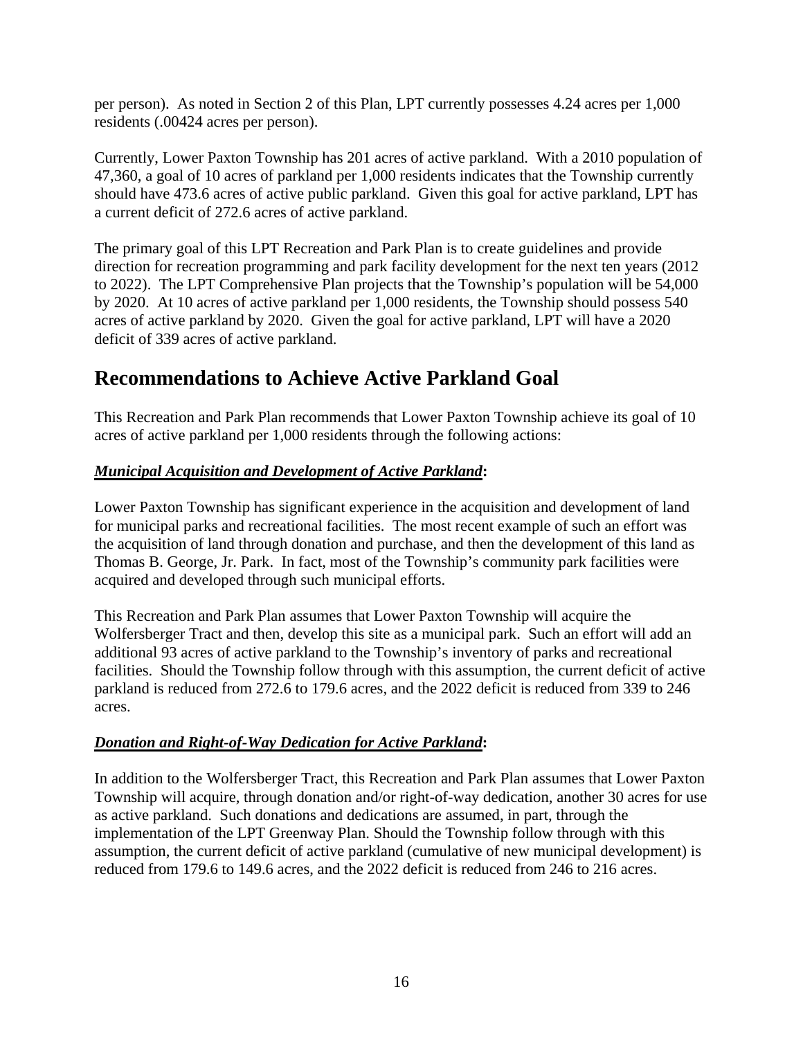per person). As noted in Section 2 of this Plan, LPT currently possesses 4.24 acres per 1,000 residents (.00424 acres per person).

Currently, Lower Paxton Township has 201 acres of active parkland. With a 2010 population of 47,360, a goal of 10 acres of parkland per 1,000 residents indicates that the Township currently should have 473.6 acres of active public parkland. Given this goal for active parkland, LPT has a current deficit of 272.6 acres of active parkland.

The primary goal of this LPT Recreation and Park Plan is to create guidelines and provide direction for recreation programming and park facility development for the next ten years (2012 to 2022). The LPT Comprehensive Plan projects that the Township's population will be 54,000 by 2020. At 10 acres of active parkland per 1,000 residents, the Township should possess 540 acres of active parkland by 2020. Given the goal for active parkland, LPT will have a 2020 deficit of 339 acres of active parkland.

## Recommendations to Achieve Active Parkland Goal

This Recreation and Park Plan recommends that Lower Paxton Township achieve its goal of 10 acres of active parkland per 1,000 residents through the following actions:

***Municipal Acquisition and Development of Active Parkland*:**

Lower Paxton Township has significant experience in the acquisition and development of land for municipal parks and recreational facilities. The most recent example of such an effort was the acquisition of land through donation and purchase, and then the development of this land as Thomas B. George, Jr. Park. In fact, most of the Township's community park facilities were acquired and developed through such municipal efforts.

This Recreation and Park Plan assumes that Lower Paxton Township will acquire the Wolfersberger Tract and then, develop this site as a municipal park. Such an effort will add an additional 93 acres of active parkland to the Township's inventory of parks and recreational facilities. Should the Township follow through with this assumption, the current deficit of active parkland is reduced from 272.6 to 179.6 acres, and the 2022 deficit is reduced from 339 to 246 acres.

***Donation and Right-of-Way Dedication for Active Parkland*:**

In addition to the Wolfersberger Tract, this Recreation and Park Plan assumes that Lower Paxton Township will acquire, through donation and/or right-of-way dedication, another 30 acres for use as active parkland. Such donations and dedications are assumed, in part, through the implementation of the LPT Greenway Plan. Should the Township follow through with this assumption, the current deficit of active parkland (cumulative of new municipal development) is reduced from 179.6 to 149.6 acres, and the 2022 deficit is reduced from 246 to 216 acres.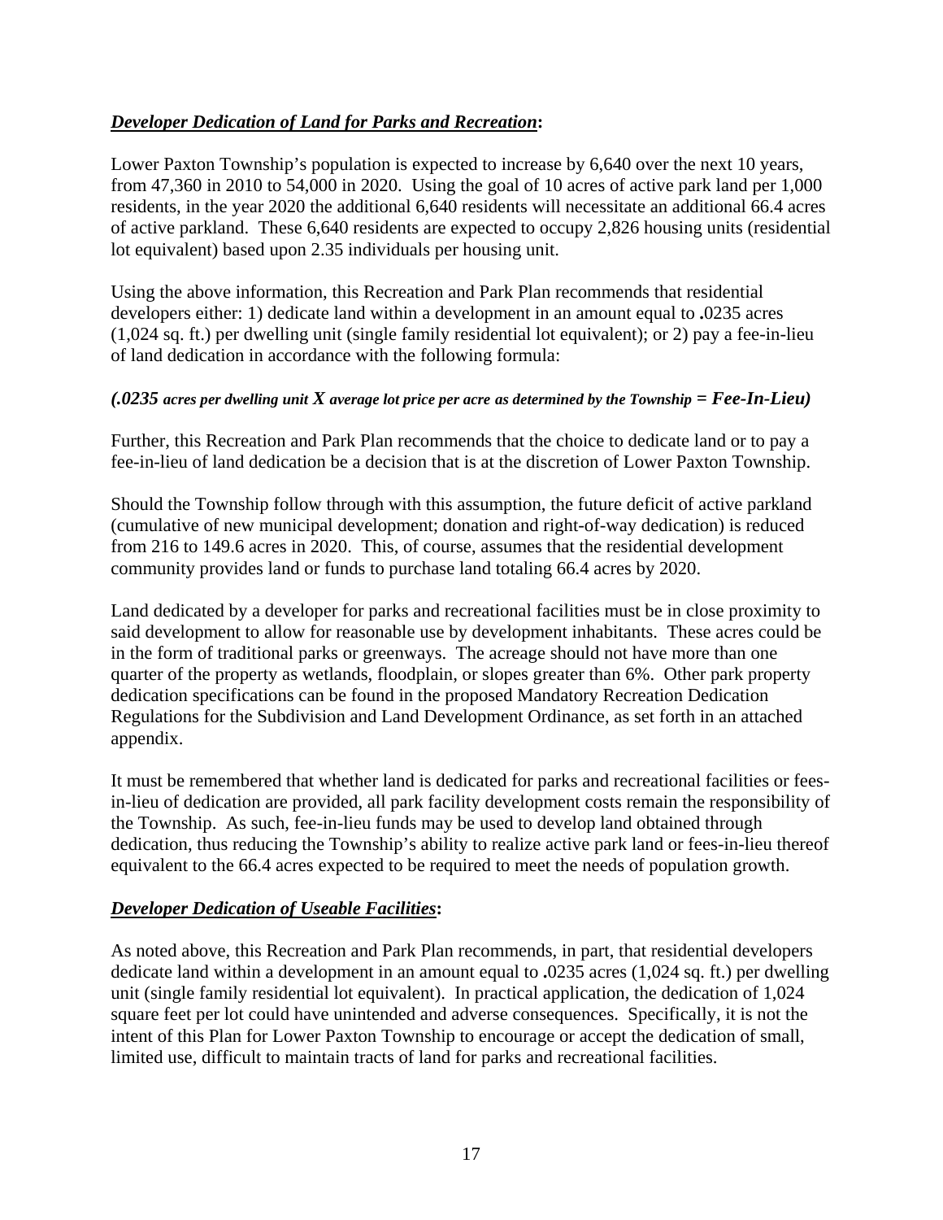***Developer Dedication of Land for Parks and Recreation*:**

Lower Paxton Township's population is expected to increase by 6,640 over the next 10 years, from 47,360 in 2010 to 54,000 in 2020. Using the goal of 10 acres of active park land per 1,000 residents, in the year 2020 the additional 6,640 residents will necessitate an additional 66.4 acres of active parkland. These 6,640 residents are expected to occupy 2,826 housing units (residential lot equivalent) based upon 2.35 individuals per housing unit.

Using the above information, this Recreation and Park Plan recommends that residential developers either: 1) dedicate land within a development in an amount equal to **.**0235 acres (1,024 sq. ft.) per dwelling unit (single family residential lot equivalent); or 2) pay a fee-in-lieu of land dedication in accordance with the following formula:

***(.0235 acres per dwelling unit X average lot price per acre as determined by the Township = Fee-In-Lieu)***

Further, this Recreation and Park Plan recommends that the choice to dedicate land or to pay a fee-in-lieu of land dedication be a decision that is at the discretion of Lower Paxton Township.

Should the Township follow through with this assumption, the future deficit of active parkland (cumulative of new municipal development; donation and right-of-way dedication) is reduced from 216 to 149.6 acres in 2020. This, of course, assumes that the residential development community provides land or funds to purchase land totaling 66.4 acres by 2020.

Land dedicated by a developer for parks and recreational facilities must be in close proximity to said development to allow for reasonable use by development inhabitants. These acres could be in the form of traditional parks or greenways. The acreage should not have more than one quarter of the property as wetlands, floodplain, or slopes greater than 6%. Other park property dedication specifications can be found in the proposed Mandatory Recreation Dedication Regulations for the Subdivision and Land Development Ordinance, as set forth in an attached appendix.

It must be remembered that whether land is dedicated for parks and recreational facilities or fees-in-lieu of dedication are provided, all park facility development costs remain the responsibility of the Township. As such, fee-in-lieu funds may be used to develop land obtained through dedication, thus reducing the Township's ability to realize active park land or fees-in-lieu thereof equivalent to the 66.4 acres expected to be required to meet the needs of population growth.

***Developer Dedication of Useable Facilities*:**

As noted above, this Recreation and Park Plan recommends, in part, that residential developers dedicate land within a development in an amount equal to **.**0235 acres (1,024 sq. ft.) per dwelling unit (single family residential lot equivalent). In practical application, the dedication of 1,024 square feet per lot could have unintended and adverse consequences. Specifically, it is not the intent of this Plan for Lower Paxton Township to encourage or accept the dedication of small, limited use, difficult to maintain tracts of land for parks and recreational facilities.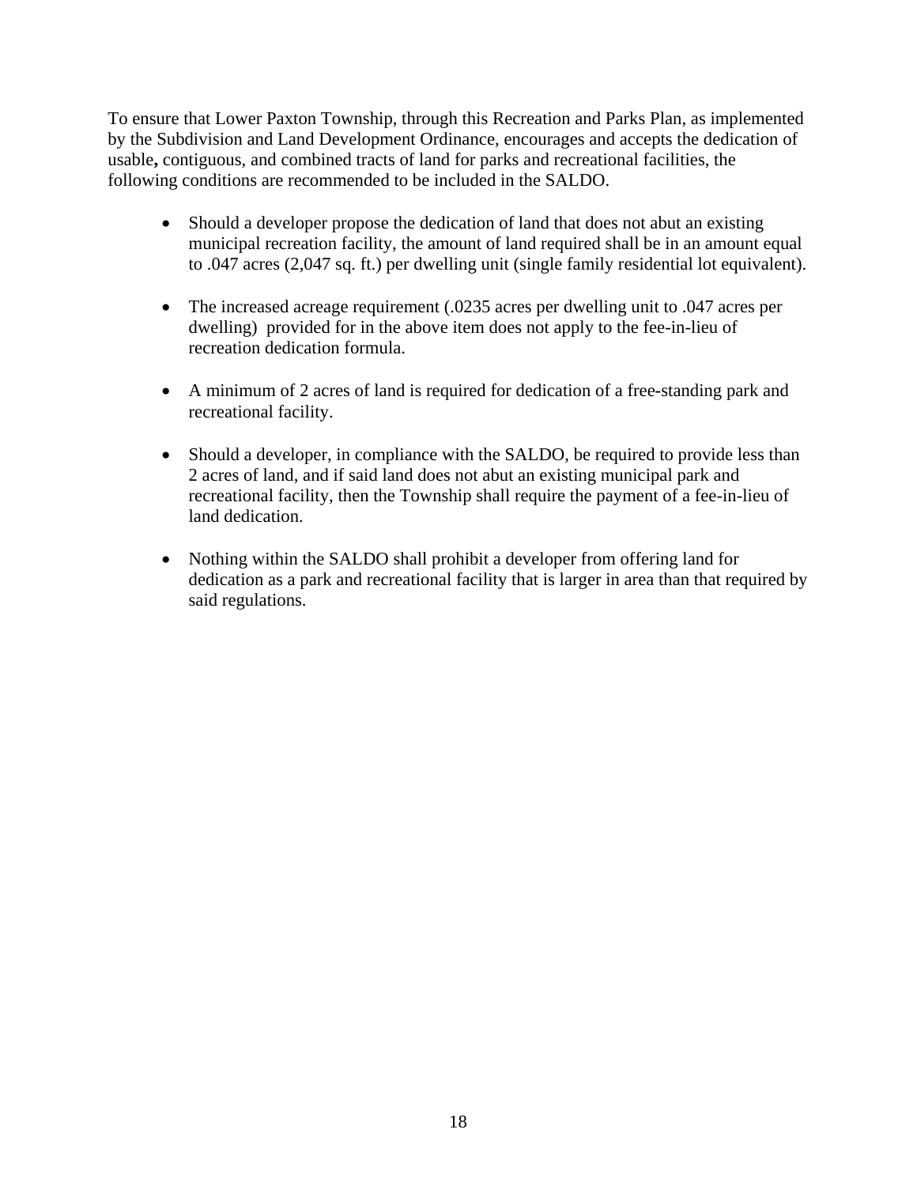To ensure that Lower Paxton Township, through this Recreation and Parks Plan, as implemented by the Subdivision and Land Development Ordinance, encourages and accepts the dedication of usable**,** contiguous, and combined tracts of land for parks and recreational facilities, the following conditions are recommended to be included in the SALDO.

- Should a developer propose the dedication of land that does not abut an existing municipal recreation facility, the amount of land required shall be in an amount equal to .047 acres (2,047 sq. ft.) per dwelling unit (single family residential lot equivalent).

- The increased acreage requirement (.0235 acres per dwelling unit to .047 acres per dwelling) provided for in the above item does not apply to the fee-in-lieu of recreation dedication formula.

- A minimum of 2 acres of land is required for dedication of a free-standing park and recreational facility.

- Should a developer, in compliance with the SALDO, be required to provide less than 2 acres of land, and if said land does not abut an existing municipal park and recreational facility, then the Township shall require the payment of a fee-in-lieu of land dedication.

- Nothing within the SALDO shall prohibit a developer from offering land for dedication as a park and recreational facility that is larger in area than that required by said regulations.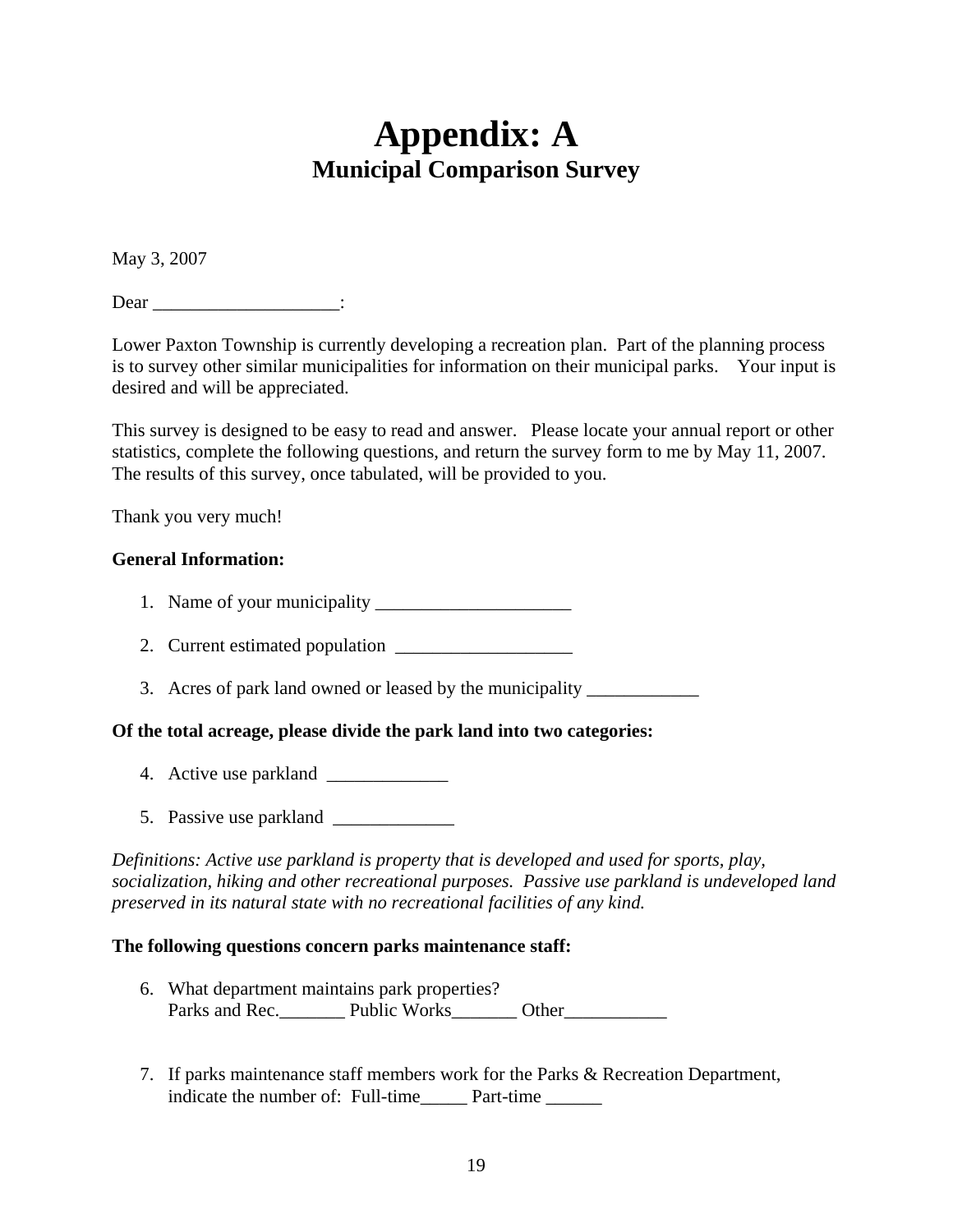# Appendix: A

## Municipal Comparison Survey

May 3, 2007

Dear ____________________:

Lower Paxton Township is currently developing a recreation plan. Part of the planning process is to survey other similar municipalities for information on their municipal parks. Your input is desired and will be appreciated.

This survey is designed to be easy to read and answer. Please locate your annual report or other statistics, complete the following questions, and return the survey form to me by May 11, 2007. The results of this survey, once tabulated, will be provided to you.

Thank you very much!

**General Information:**

1. Name of your municipality ______________________
2. Current estimated population ___________________
3. Acres of park land owned or leased by the municipality ____________

**Of the total acreage, please divide the park land into two categories:**

4. Active use parkland _____________
5. Passive use parkland _____________

*Definitions: Active use parkland is property that is developed and used for sports, play, socialization, hiking and other recreational purposes. Passive use parkland is undeveloped land preserved in its natural state with no recreational facilities of any kind.*

**The following questions concern parks maintenance staff:**

6. What department maintains park properties?
   Parks and Rec._______ Public Works_______ Other___________

7. If parks maintenance staff members work for the Parks & Recreation Department, indicate the number of: Full-time_____ Part-time ______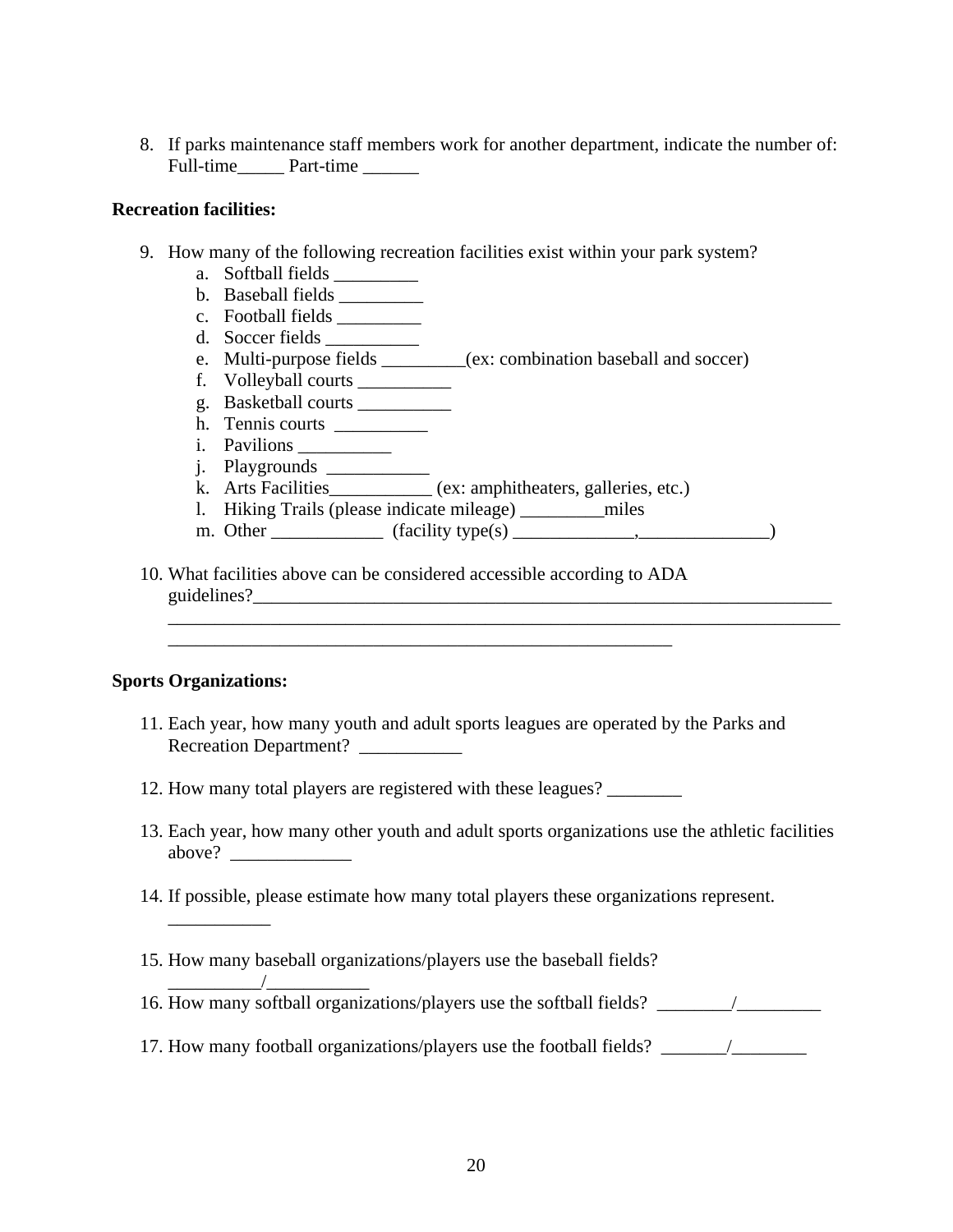8. If parks maintenance staff members work for another department, indicate the number of: Full-time_____ Part-time ______

**Recreation facilities:**

9. How many of the following recreation facilities exist within your park system?
   a. Softball fields _________
   b. Baseball fields _________
   c. Football fields _________
   d. Soccer fields __________
   e. Multi-purpose fields _________(ex: combination baseball and soccer)
   f. Volleyball courts __________
   g. Basketball courts __________
   h. Tennis courts __________
   i. Pavilions __________
   j. Playgrounds ___________
   k. Arts Facilities___________ (ex: amphitheaters, galleries, etc.)
   l. Hiking Trails (please indicate mileage) _________miles
   m. Other ____________ (facility type(s) _____________,______________)

10. What facilities above can be considered accessible according to ADA guidelines?_________________________________________________________________
    ___________________________________________________________________________
    _______________________________________________________

**Sports Organizations:**

11. Each year, how many youth and adult sports leagues are operated by the Parks and Recreation Department? ___________

12. How many total players are registered with these leagues? ________

13. Each year, how many other youth and adult sports organizations use the athletic facilities above? _____________

14. If possible, please estimate how many total players these organizations represent. ___________

15. How many baseball organizations/players use the baseball fields? __________/___________

16. How many softball organizations/players use the softball fields? ________/_________

17. How many football organizations/players use the football fields? _______/________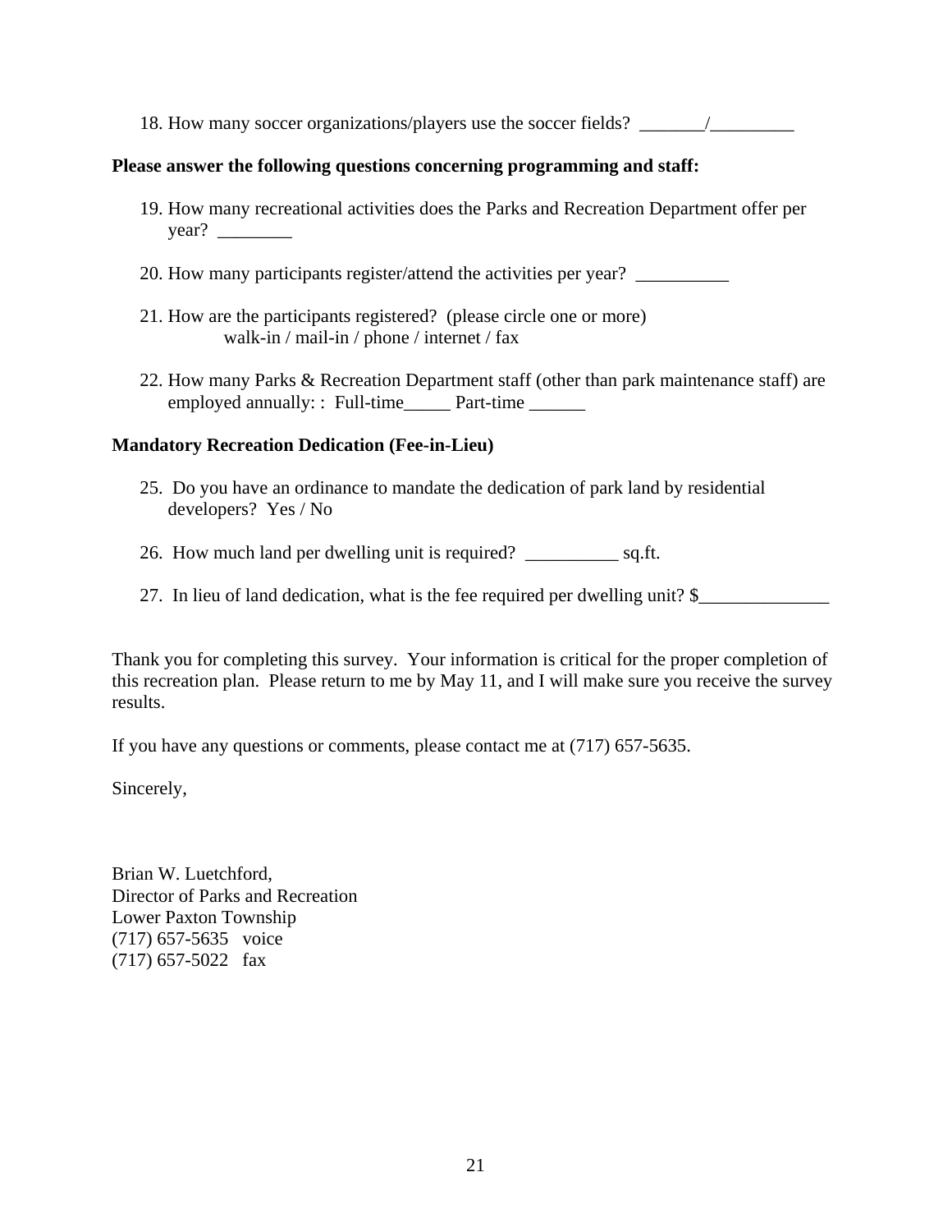18. How many soccer organizations/players use the soccer fields? _______/_________

**Please answer the following questions concerning programming and staff:**

19. How many recreational activities does the Parks and Recreation Department offer per year? ________

20. How many participants register/attend the activities per year? __________

21. How are the participants registered? (please circle one or more)
    walk-in / mail-in / phone / internet / fax

22. How many Parks & Recreation Department staff (other than park maintenance staff) are employed annually: : Full-time_____ Part-time ______

**Mandatory Recreation Dedication (Fee-in-Lieu)**

25. Do you have an ordinance to mandate the dedication of park land by residential developers? Yes / No

26. How much land per dwelling unit is required? __________ sq.ft.

27. In lieu of land dedication, what is the fee required per dwelling unit? $______________

Thank you for completing this survey. Your information is critical for the proper completion of this recreation plan. Please return to me by May 11, and I will make sure you receive the survey results.

If you have any questions or comments, please contact me at (717) 657-5635.

Sincerely,

Brian W. Luetchford,
Director of Parks and Recreation
Lower Paxton Township
(717) 657-5635 voice
(717) 657-5022 fax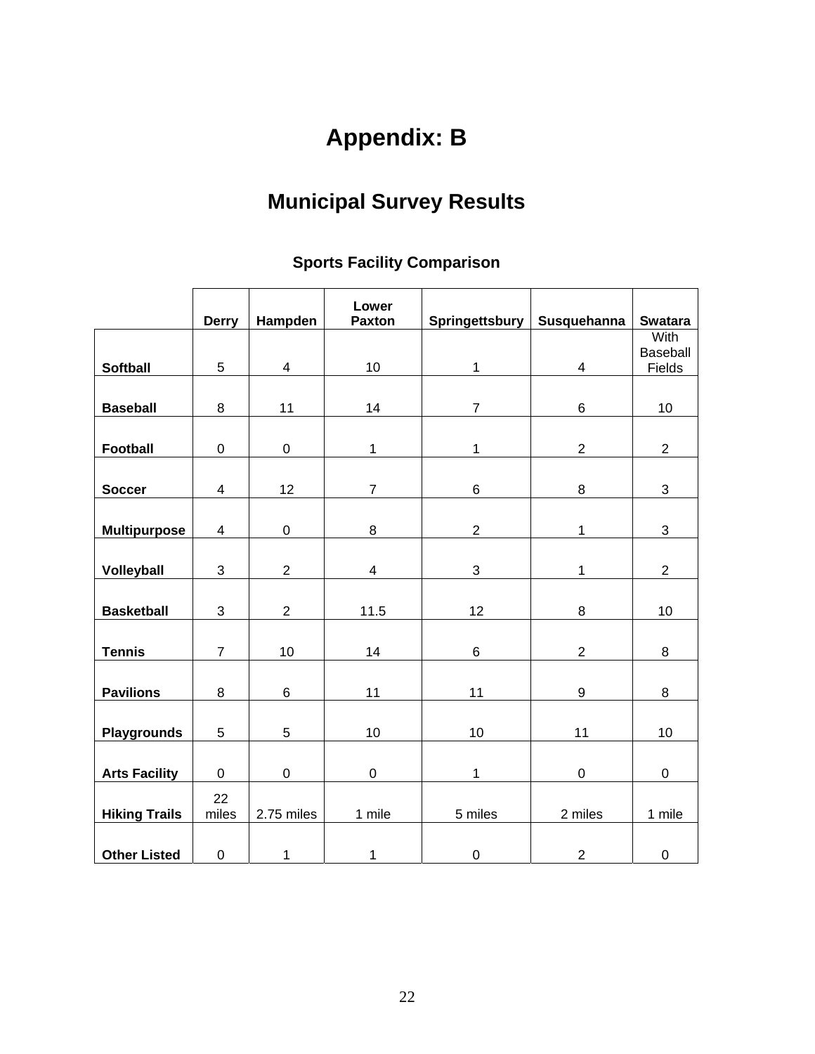# Appendix: B

## Municipal Survey Results

### Sports Facility Comparison

| | Derry | Hampden | Lower Paxton | Springettsbury | Susquehanna | Swatara |
|---|---|---|---|---|---|---|
| **Softball** | 5 | 4 | 10 | 1 | 4 | With Baseball Fields |
| **Baseball** | 8 | 11 | 14 | 7 | 6 | 10 |
| **Football** | 0 | 0 | 1 | 1 | 2 | 2 |
| **Soccer** | 4 | 12 | 7 | 6 | 8 | 3 |
| **Multipurpose** | 4 | 0 | 8 | 2 | 1 | 3 |
| **Volleyball** | 3 | 2 | 4 | 3 | 1 | 2 |
| **Basketball** | 3 | 2 | 11.5 | 12 | 8 | 10 |
| **Tennis** | 7 | 10 | 14 | 6 | 2 | 8 |
| **Pavilions** | 8 | 6 | 11 | 11 | 9 | 8 |
| **Playgrounds** | 5 | 5 | 10 | 10 | 11 | 10 |
| **Arts Facility** | 0 | 0 | 0 | 1 | 0 | 0 |
| **Hiking Trails** | 22 miles | 2.75 miles | 1 mile | 5 miles | 2 miles | 1 mile |
| **Other Listed** | 0 | 1 | 1 | 0 | 2 | 0 |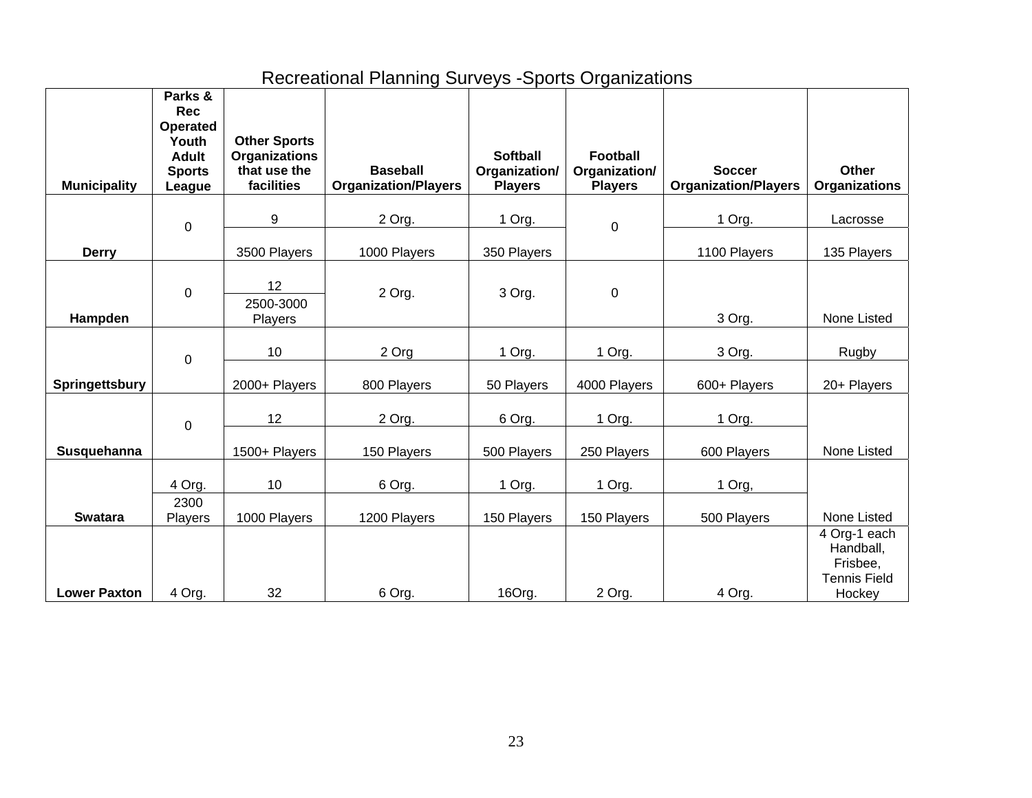## Recreational Planning Surveys -Sports Organizations

| Municipality | Parks & Rec Operated Youth Adult Sports League | Other Sports Organizations that use the facilities | Baseball Organization/Players | Softball Organization/ Players | Football Organization/ Players | Soccer Organization/Players | Other Organizations |
|---|---|---|---|---|---|---|---|
| Derry | 0 | 9 | 2 Org. | 1 Org. | 0 | 1 Org. | Lacrosse |
| | | 3500 Players | 1000 Players | 350 Players | | 1100 Players | 135 Players |
| Hampden | 0 | 12 | 2 Org. | 3 Org. | 0 | 3 Org. | None Listed |
| | | 2500-3000 Players | | | | | |
| Springettsbury | 0 | 10 | 2 Org | 1 Org. | 1 Org. | 3 Org. | Rugby |
| | | 2000+ Players | 800 Players | 50 Players | 4000 Players | 600+ Players | 20+ Players |
| Susquehanna | 0 | 12 | 2 Org. | 6 Org. | 1 Org. | 1 Org. | None Listed |
| | | 1500+ Players | 150 Players | 500 Players | 250 Players | 600 Players | |
| Swatara | 4 Org. | 10 | 6 Org. | 1 Org. | 1 Org. | 1 Org, | None Listed |
| | 2300 Players | 1000 Players | 1200 Players | 150 Players | 150 Players | 500 Players | |
| Lower Paxton | 4 Org. | 32 | 6 Org. | 16Org. | 2 Org. | 4 Org. | 4 Org-1 each Handball, Frisbee, Tennis Field Hockey |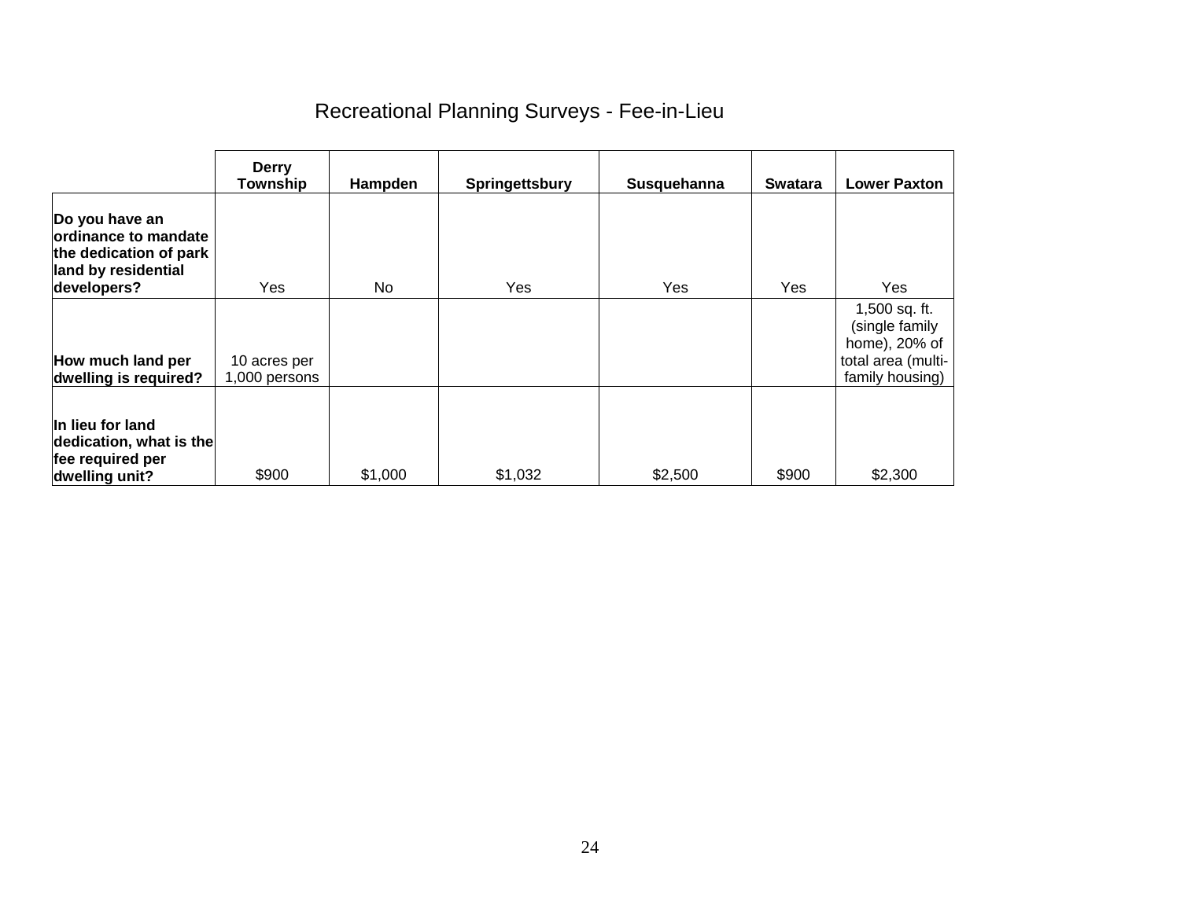# Recreational Planning Surveys - Fee-in-Lieu

| | Derry Township | Hampden | Springettsbury | Susquehanna | Swatara | Lower Paxton |
|---|---|---|---|---|---|---|
| **Do you have an ordinance to mandate the dedication of park land by residential developers?** | Yes | No | Yes | Yes | Yes | Yes |
| **How much land per dwelling is required?** | 10 acres per 1,000 persons | | | | | 1,500 sq. ft. (single family home), 20% of total area (multi-family housing) |
| **In lieu for land dedication, what is the fee required per dwelling unit?** | $900 | $1,000 | $1,032 | $2,500 | $900 | $2,300 |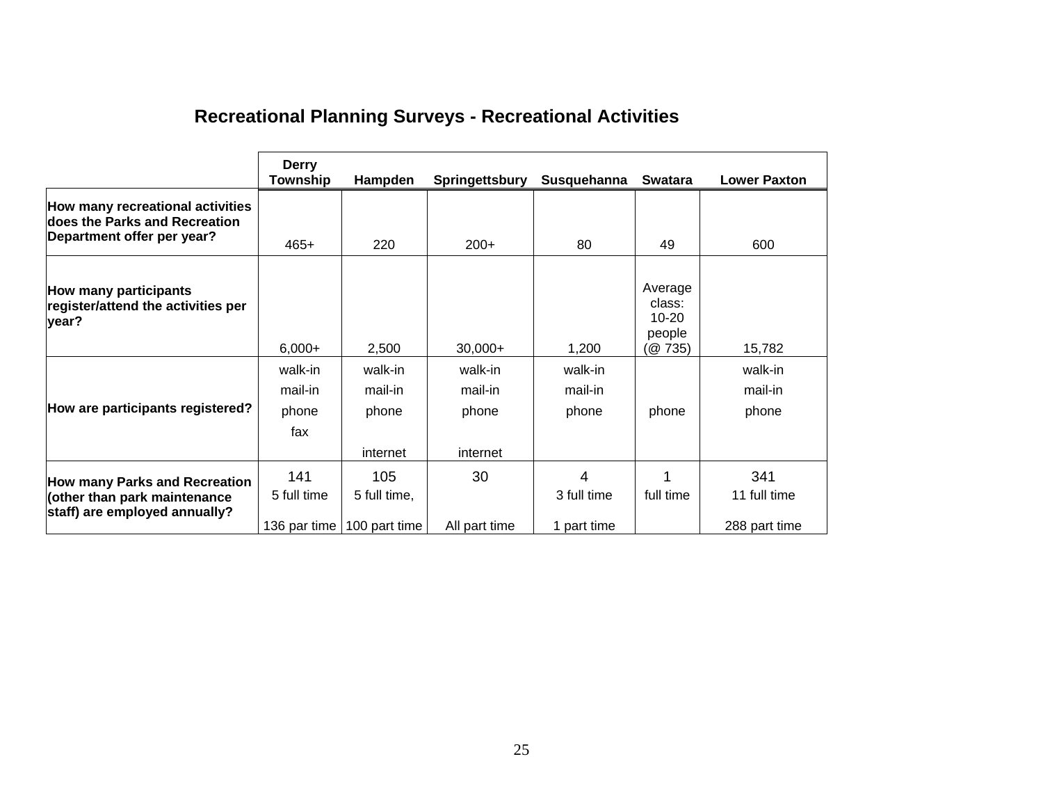## Recreational Planning Surveys - Recreational Activities

| | Derry Township | Hampden | Springettsbury | Susquehanna | Swatara | Lower Paxton |
|---|---|---|---|---|---|---|
| **How many recreational activities does the Parks and Recreation Department offer per year?** | 465+ | 220 | 200+ | 80 | 49 | 600 |
| **How many participants register/attend the activities per year?** | 6,000+ | 2,500 | 30,000+ | 1,200 | Average class: 10-20 people (@ 735) | 15,782 |
| **How are participants registered?** | walk-in<br>mail-in<br>phone<br>fax | walk-in<br>mail-in<br>phone<br>internet | walk-in<br>mail-in<br>phone<br>internet | walk-in<br>mail-in<br>phone | phone | walk-in<br>mail-in<br>phone |
| **How many Parks and Recreation (other than park maintenance staff) are employed annually?** | 141<br>5 full time<br>136 par time | 105<br>5 full time,<br>100 part time | 30<br>All part time | 4<br>3 full time<br>1 part time | 1<br>full time | 341<br>11 full time<br>288 part time |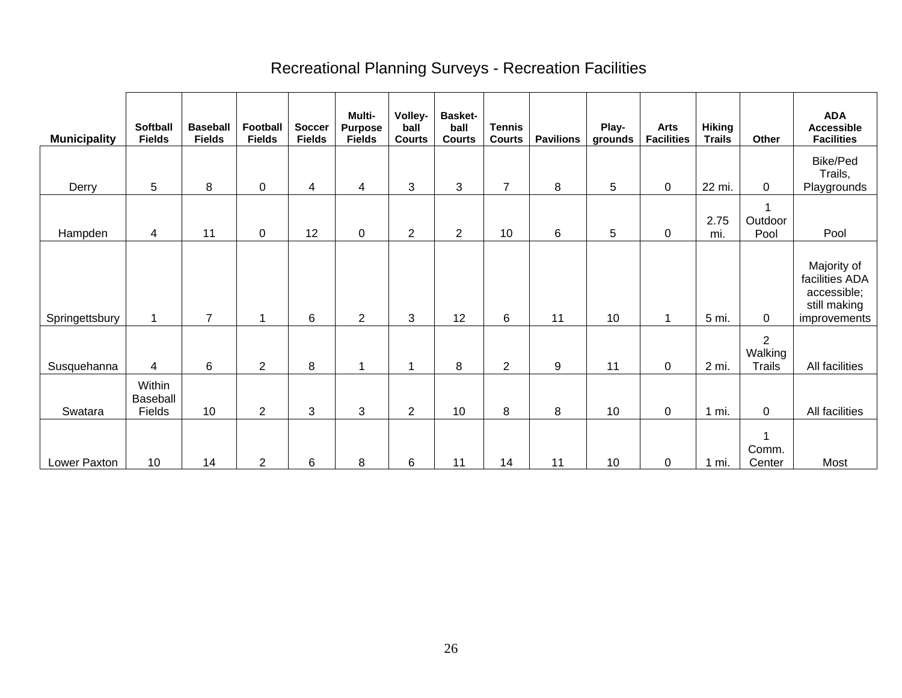# Recreational Planning Surveys - Recreation Facilities

| Municipality | Softball Fields | Baseball Fields | Football Fields | Soccer Fields | Multi-Purpose Fields | Volley-ball Courts | Basket-ball Courts | Tennis Courts | Pavilions | Play-grounds | Arts Facilities | Hiking Trails | Other | ADA Accessible Facilities |
|---|---|---|---|---|---|---|---|---|---|---|---|---|---|---|
| Derry | 5 | 8 | 0 | 4 | 4 | 3 | 3 | 7 | 8 | 5 | 0 | 22 mi. | 0 | Bike/Ped Trails, Playgrounds |
| Hampden | 4 | 11 | 0 | 12 | 0 | 2 | 2 | 10 | 6 | 5 | 0 | 2.75 mi. | 1 Outdoor Pool | Pool |
| Springettsbury | 1 | 7 | 1 | 6 | 2 | 3 | 12 | 6 | 11 | 10 | 1 | 5 mi. | 0 | Majority of facilities ADA accessible; still making improvements |
| Susquehanna | 4 | 6 | 2 | 8 | 1 | 1 | 8 | 2 | 9 | 11 | 0 | 2 mi. | 2 Walking Trails | All facilities |
| Swatara | Within Baseball Fields | 10 | 2 | 3 | 3 | 2 | 10 | 8 | 8 | 10 | 0 | 1 mi. | 0 | All facilities |
| Lower Paxton | 10 | 14 | 2 | 6 | 8 | 6 | 11 | 14 | 11 | 10 | 0 | 1 mi. | 1 Comm. Center | Most |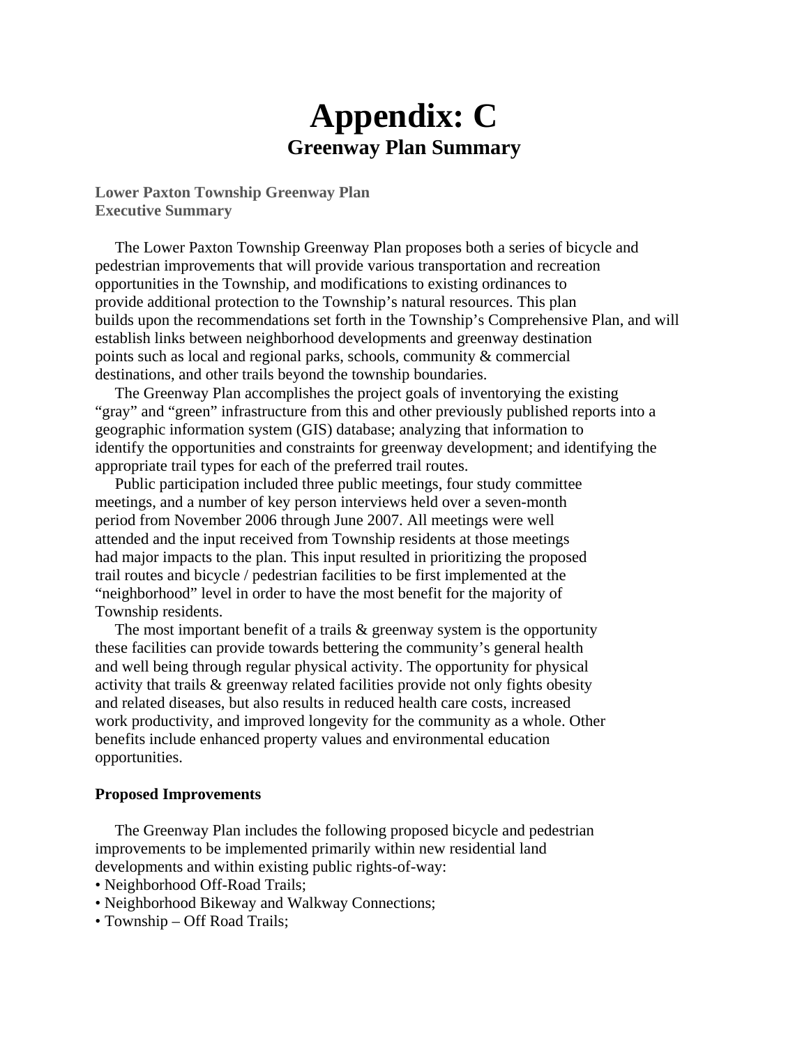# Appendix: C

## Greenway Plan Summary

**Lower Paxton Township Greenway Plan**
**Executive Summary**

The Lower Paxton Township Greenway Plan proposes both a series of bicycle and pedestrian improvements that will provide various transportation and recreation opportunities in the Township, and modifications to existing ordinances to provide additional protection to the Township's natural resources. This plan builds upon the recommendations set forth in the Township's Comprehensive Plan, and will establish links between neighborhood developments and greenway destination points such as local and regional parks, schools, community & commercial destinations, and other trails beyond the township boundaries.

The Greenway Plan accomplishes the project goals of inventorying the existing "gray" and "green" infrastructure from this and other previously published reports into a geographic information system (GIS) database; analyzing that information to identify the opportunities and constraints for greenway development; and identifying the appropriate trail types for each of the preferred trail routes.

Public participation included three public meetings, four study committee meetings, and a number of key person interviews held over a seven-month period from November 2006 through June 2007. All meetings were well attended and the input received from Township residents at those meetings had major impacts to the plan. This input resulted in prioritizing the proposed trail routes and bicycle / pedestrian facilities to be first implemented at the "neighborhood" level in order to have the most benefit for the majority of Township residents.

The most important benefit of a trails & greenway system is the opportunity these facilities can provide towards bettering the community's general health and well being through regular physical activity. The opportunity for physical activity that trails & greenway related facilities provide not only fights obesity and related diseases, but also results in reduced health care costs, increased work productivity, and improved longevity for the community as a whole. Other benefits include enhanced property values and environmental education opportunities.

**Proposed Improvements**

The Greenway Plan includes the following proposed bicycle and pedestrian improvements to be implemented primarily within new residential land developments and within existing public rights-of-way:

- Neighborhood Off-Road Trails;
- Neighborhood Bikeway and Walkway Connections;
- Township – Off Road Trails;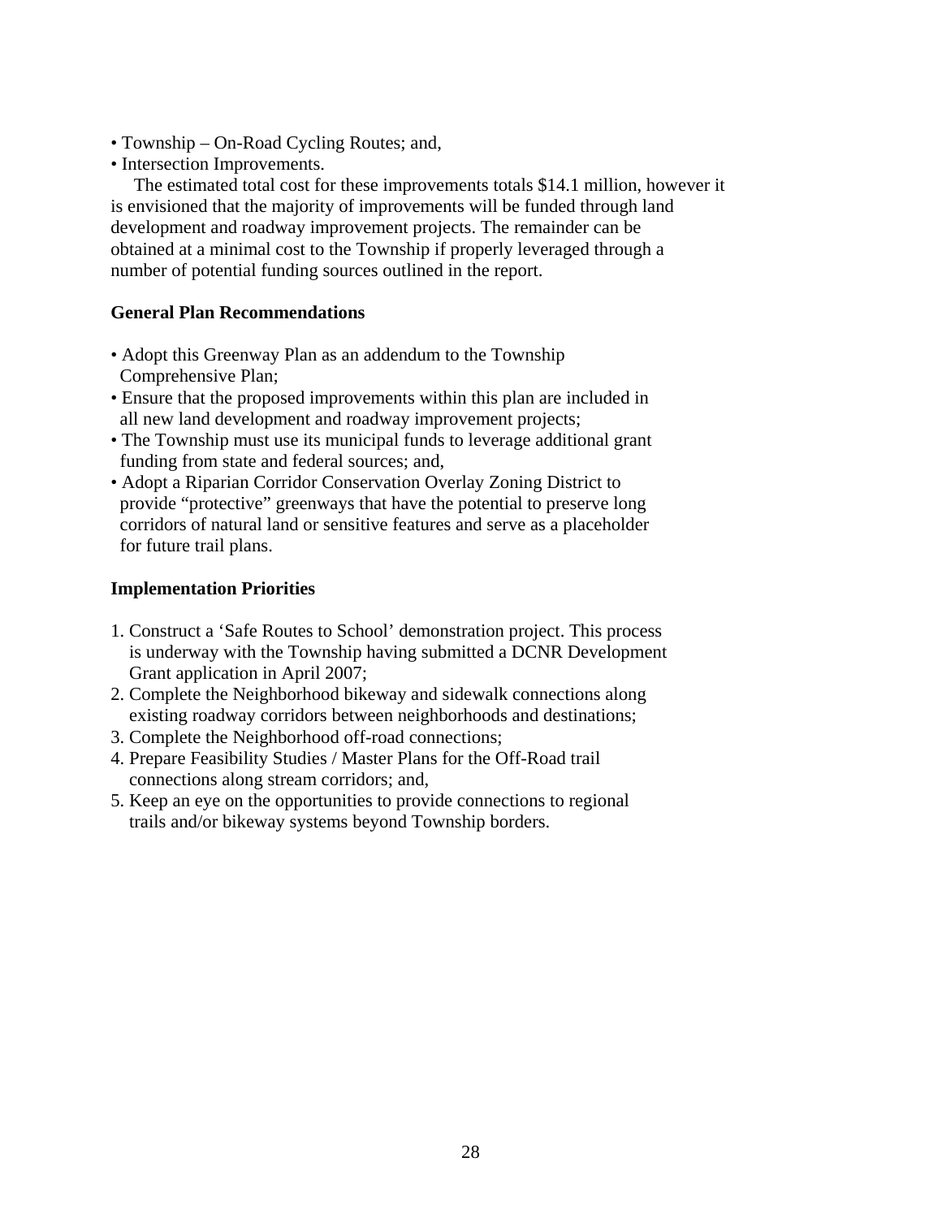- Township – On-Road Cycling Routes; and,
- Intersection Improvements.

The estimated total cost for these improvements totals $14.1 million, however it is envisioned that the majority of improvements will be funded through land development and roadway improvement projects. The remainder can be obtained at a minimal cost to the Township if properly leveraged through a number of potential funding sources outlined in the report.

**General Plan Recommendations**

- Adopt this Greenway Plan as an addendum to the Township Comprehensive Plan;
- Ensure that the proposed improvements within this plan are included in all new land development and roadway improvement projects;
- The Township must use its municipal funds to leverage additional grant funding from state and federal sources; and,
- Adopt a Riparian Corridor Conservation Overlay Zoning District to provide "protective" greenways that have the potential to preserve long corridors of natural land or sensitive features and serve as a placeholder for future trail plans.

**Implementation Priorities**

1. Construct a 'Safe Routes to School' demonstration project. This process is underway with the Township having submitted a DCNR Development Grant application in April 2007;
2. Complete the Neighborhood bikeway and sidewalk connections along existing roadway corridors between neighborhoods and destinations;
3. Complete the Neighborhood off-road connections;
4. Prepare Feasibility Studies / Master Plans for the Off-Road trail connections along stream corridors; and,
5. Keep an eye on the opportunities to provide connections to regional trails and/or bikeway systems beyond Township borders.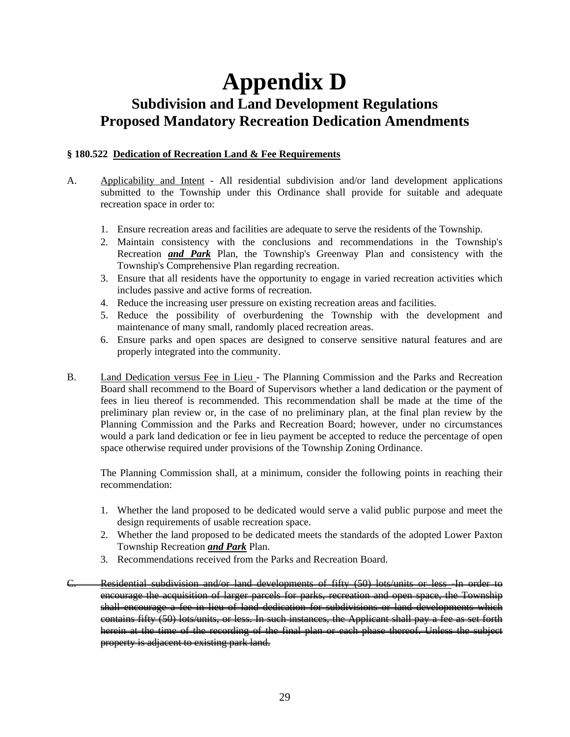# Appendix D

## Subdivision and Land Development Regulations
## Proposed Mandatory Recreation Dedication Amendments

**§ 180.522 Dedication of Recreation Land & Fee Requirements**

A. Applicability and Intent - All residential subdivision and/or land development applications submitted to the Township under this Ordinance shall provide for suitable and adequate recreation space in order to:

1. Ensure recreation areas and facilities are adequate to serve the residents of the Township.
2. Maintain consistency with the conclusions and recommendations in the Township's Recreation ***and Park*** Plan, the Township's Greenway Plan and consistency with the Township's Comprehensive Plan regarding recreation.
3. Ensure that all residents have the opportunity to engage in varied recreation activities which includes passive and active forms of recreation.
4. Reduce the increasing user pressure on existing recreation areas and facilities.
5. Reduce the possibility of overburdening the Township with the development and maintenance of many small, randomly placed recreation areas.
6. Ensure parks and open spaces are designed to conserve sensitive natural features and are properly integrated into the community.

B. Land Dedication versus Fee in Lieu - The Planning Commission and the Parks and Recreation Board shall recommend to the Board of Supervisors whether a land dedication or the payment of fees in lieu thereof is recommended. This recommendation shall be made at the time of the preliminary plan review or, in the case of no preliminary plan, at the final plan review by the Planning Commission and the Parks and Recreation Board; however, under no circumstances would a park land dedication or fee in lieu payment be accepted to reduce the percentage of open space otherwise required under provisions of the Township Zoning Ordinance.

The Planning Commission shall, at a minimum, consider the following points in reaching their recommendation:

1. Whether the land proposed to be dedicated would serve a valid public purpose and meet the design requirements of usable recreation space.
2. Whether the land proposed to be dedicated meets the standards of the adopted Lower Paxton Township Recreation ***and Park*** Plan.
3. Recommendations received from the Parks and Recreation Board.

~~C. Residential subdivision and/or land developments of fifty (50) lots/units or less - In order to encourage the acquisition of larger parcels for parks, recreation and open space, the Township shall encourage a fee in lieu of land dedication for subdivisions or land developments which contains fifty (50) lots/units, or less. In such instances, the Applicant shall pay a fee as set forth herein at the time of the recording of the final plan or each phase thereof. Unless the subject property is adjacent to existing park land.~~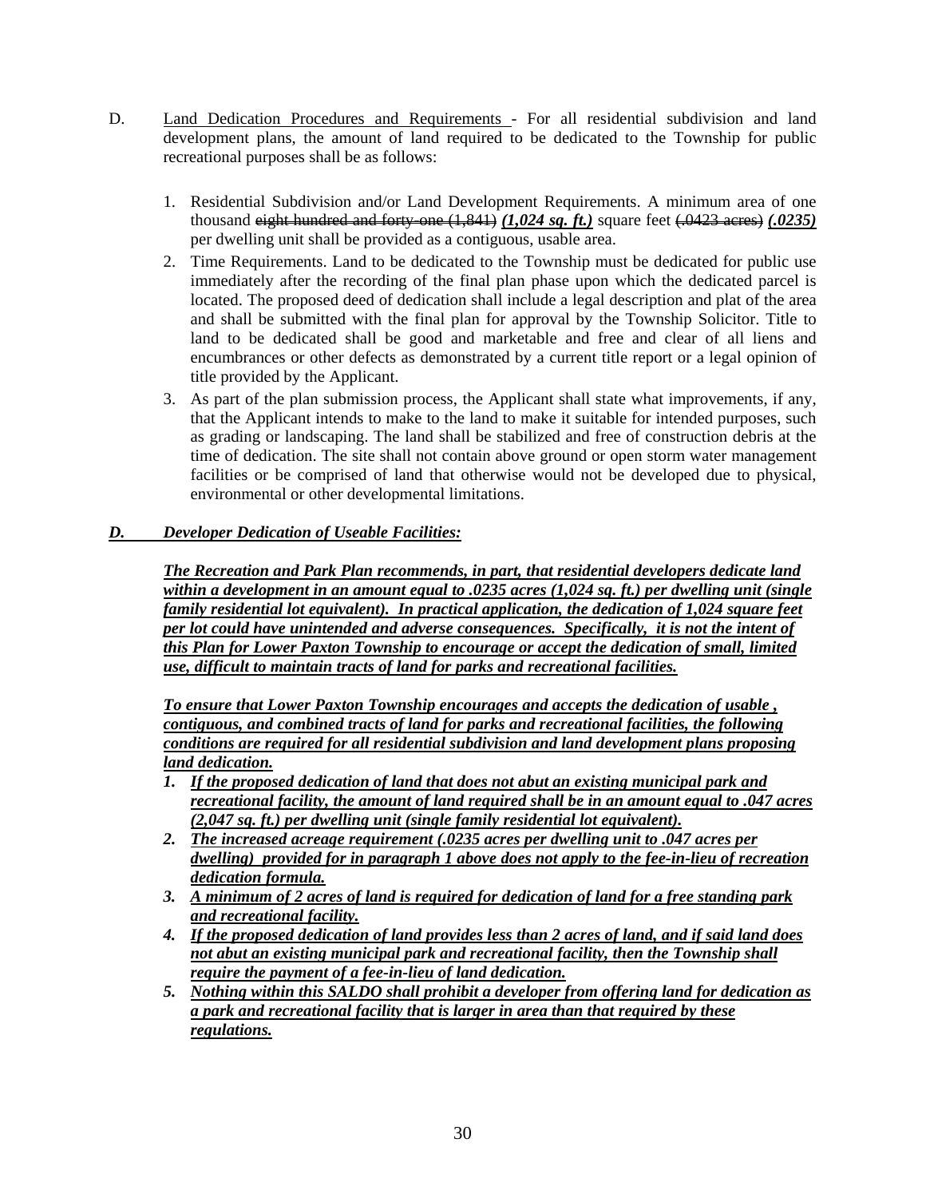D. Land Dedication Procedures and Requirements - For all residential subdivision and land development plans, the amount of land required to be dedicated to the Township for public recreational purposes shall be as follows:

1. Residential Subdivision and/or Land Development Requirements. A minimum area of one thousand ~~eight hundred and forty-one (1,841)~~ ***(1,024 sq. ft.)*** square feet ~~(.0423 acres)~~ ***(.0235)*** per dwelling unit shall be provided as a contiguous, usable area.
2. Time Requirements. Land to be dedicated to the Township must be dedicated for public use immediately after the recording of the final plan phase upon which the dedicated parcel is located. The proposed deed of dedication shall include a legal description and plat of the area and shall be submitted with the final plan for approval by the Township Solicitor. Title to land to be dedicated shall be good and marketable and free and clear of all liens and encumbrances or other defects as demonstrated by a current title report or a legal opinion of title provided by the Applicant.
3. As part of the plan submission process, the Applicant shall state what improvements, if any, that the Applicant intends to make to the land to make it suitable for intended purposes, such as grading or landscaping. The land shall be stabilized and free of construction debris at the time of dedication. The site shall not contain above ground or open storm water management facilities or be comprised of land that otherwise would not be developed due to physical, environmental or other developmental limitations.

***D. Developer Dedication of Useable Facilities:***

***The Recreation and Park Plan recommends, in part, that residential developers dedicate land within a development in an amount equal to .0235 acres (1,024 sq. ft.) per dwelling unit (single family residential lot equivalent). In practical application, the dedication of 1,024 square feet per lot could have unintended and adverse consequences. Specifically, it is not the intent of this Plan for Lower Paxton Township to encourage or accept the dedication of small, limited use, difficult to maintain tracts of land for parks and recreational facilities.***

***To ensure that Lower Paxton Township encourages and accepts the dedication of usable , contiguous, and combined tracts of land for parks and recreational facilities, the following conditions are required for all residential subdivision and land development plans proposing land dedication.***

1. ***If the proposed dedication of land that does not abut an existing municipal park and recreational facility, the amount of land required shall be in an amount equal to .047 acres (2,047 sq. ft.) per dwelling unit (single family residential lot equivalent).***
2. ***The increased acreage requirement (.0235 acres per dwelling unit to .047 acres per dwelling) provided for in paragraph 1 above does not apply to the fee-in-lieu of recreation dedication formula.***
3. ***A minimum of 2 acres of land is required for dedication of land for a free standing park and recreational facility.***
4. ***If the proposed dedication of land provides less than 2 acres of land, and if said land does not abut an existing municipal park and recreational facility, then the Township shall require the payment of a fee-in-lieu of land dedication.***
5. ***Nothing within this SALDO shall prohibit a developer from offering land for dedication as a park and recreational facility that is larger in area than that required by these regulations.***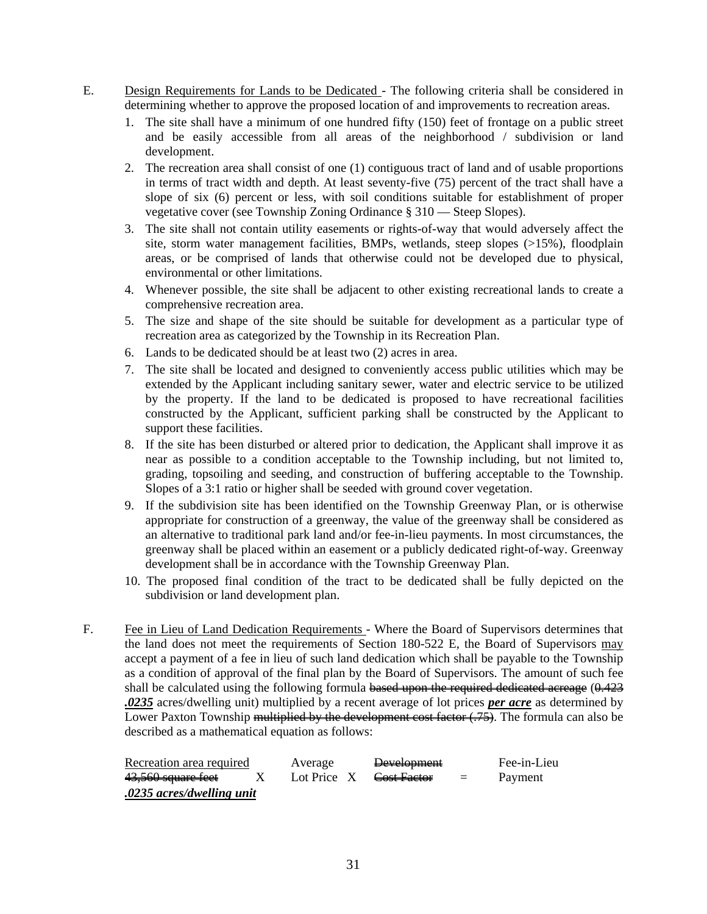E. <u>Design Requirements for Lands to be Dedicated</u> - The following criteria shall be considered in determining whether to approve the proposed location of and improvements to recreation areas.

1. The site shall have a minimum of one hundred fifty (150) feet of frontage on a public street and be easily accessible from all areas of the neighborhood / subdivision or land development.
2. The recreation area shall consist of one (1) contiguous tract of land and of usable proportions in terms of tract width and depth. At least seventy-five (75) percent of the tract shall have a slope of six (6) percent or less, with soil conditions suitable for establishment of proper vegetative cover (see Township Zoning Ordinance § 310 — Steep Slopes).
3. The site shall not contain utility easements or rights-of-way that would adversely affect the site, storm water management facilities, BMPs, wetlands, steep slopes (>15%), floodplain areas, or be comprised of lands that otherwise could not be developed due to physical, environmental or other limitations.
4. Whenever possible, the site shall be adjacent to other existing recreational lands to create a comprehensive recreation area.
5. The size and shape of the site should be suitable for development as a particular type of recreation area as categorized by the Township in its Recreation Plan.
6. Lands to be dedicated should be at least two (2) acres in area.
7. The site shall be located and designed to conveniently access public utilities which may be extended by the Applicant including sanitary sewer, water and electric service to be utilized by the property. If the land to be dedicated is proposed to have recreational facilities constructed by the Applicant, sufficient parking shall be constructed by the Applicant to support these facilities.
8. If the site has been disturbed or altered prior to dedication, the Applicant shall improve it as near as possible to a condition acceptable to the Township including, but not limited to, grading, topsoiling and seeding, and construction of buffering acceptable to the Township. Slopes of a 3:1 ratio or higher shall be seeded with ground cover vegetation.
9. If the subdivision site has been identified on the Township Greenway Plan, or is otherwise appropriate for construction of a greenway, the value of the greenway shall be considered as an alternative to traditional park land and/or fee-in-lieu payments. In most circumstances, the greenway shall be placed within an easement or a publicly dedicated right-of-way. Greenway development shall be in accordance with the Township Greenway Plan.
10. The proposed final condition of the tract to be dedicated shall be fully depicted on the subdivision or land development plan.

F. <u>Fee in Lieu of Land Dedication Requirements</u> - Where the Board of Supervisors determines that the land does not meet the requirements of Section 180-522 E, the Board of Supervisors <u>may</u> accept a payment of a fee in lieu of such land dedication which shall be payable to the Township as a condition of approval of the final plan by the Board of Supervisors. The amount of such fee shall be calculated using the following formula ~~based upon the required dedicated acreage~~ (~~0.423~~ ***<u>.0235</u>*** acres/dwelling unit) multiplied by a recent average of lot prices ***<u>per acre</u>*** as determined by Lower Paxton Township ~~multiplied by the development cost factor (.75)~~. The formula can also be described as a mathematical equation as follows:

| <u>Recreation area required</u> | | Average | | ~~Development~~ | | Fee-in-Lieu |
|---|---|---|---|---|---|---|
| ~~43,560 square feet~~ ***<u>.0235 acres/dwelling unit</u>*** | X | Lot Price | X | ~~Cost Factor~~ | = | Payment |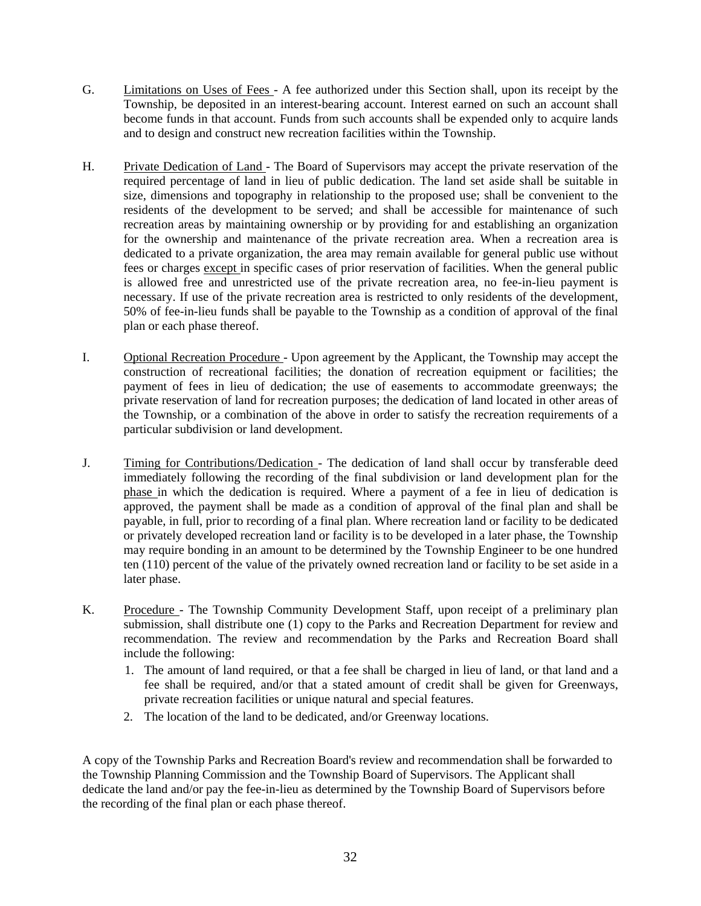G. Limitations on Uses of Fees - A fee authorized under this Section shall, upon its receipt by the Township, be deposited in an interest-bearing account. Interest earned on such an account shall become funds in that account. Funds from such accounts shall be expended only to acquire lands and to design and construct new recreation facilities within the Township.

H. Private Dedication of Land - The Board of Supervisors may accept the private reservation of the required percentage of land in lieu of public dedication. The land set aside shall be suitable in size, dimensions and topography in relationship to the proposed use; shall be convenient to the residents of the development to be served; and shall be accessible for maintenance of such recreation areas by maintaining ownership or by providing for and establishing an organization for the ownership and maintenance of the private recreation area. When a recreation area is dedicated to a private organization, the area may remain available for general public use without fees or charges except in specific cases of prior reservation of facilities. When the general public is allowed free and unrestricted use of the private recreation area, no fee-in-lieu payment is necessary. If use of the private recreation area is restricted to only residents of the development, 50% of fee-in-lieu funds shall be payable to the Township as a condition of approval of the final plan or each phase thereof.

I. Optional Recreation Procedure - Upon agreement by the Applicant, the Township may accept the construction of recreational facilities; the donation of recreation equipment or facilities; the payment of fees in lieu of dedication; the use of easements to accommodate greenways; the private reservation of land for recreation purposes; the dedication of land located in other areas of the Township, or a combination of the above in order to satisfy the recreation requirements of a particular subdivision or land development.

J. Timing for Contributions/Dedication - The dedication of land shall occur by transferable deed immediately following the recording of the final subdivision or land development plan for the phase in which the dedication is required. Where a payment of a fee in lieu of dedication is approved, the payment shall be made as a condition of approval of the final plan and shall be payable, in full, prior to recording of a final plan. Where recreation land or facility to be dedicated or privately developed recreation land or facility is to be developed in a later phase, the Township may require bonding in an amount to be determined by the Township Engineer to be one hundred ten (110) percent of the value of the privately owned recreation land or facility to be set aside in a later phase.

K. Procedure - The Township Community Development Staff, upon receipt of a preliminary plan submission, shall distribute one (1) copy to the Parks and Recreation Department for review and recommendation. The review and recommendation by the Parks and Recreation Board shall include the following:

1. The amount of land required, or that a fee shall be charged in lieu of land, or that land and a fee shall be required, and/or that a stated amount of credit shall be given for Greenways, private recreation facilities or unique natural and special features.
2. The location of the land to be dedicated, and/or Greenway locations.

A copy of the Township Parks and Recreation Board's review and recommendation shall be forwarded to the Township Planning Commission and the Township Board of Supervisors. The Applicant shall dedicate the land and/or pay the fee-in-lieu as determined by the Township Board of Supervisors before the recording of the final plan or each phase thereof.